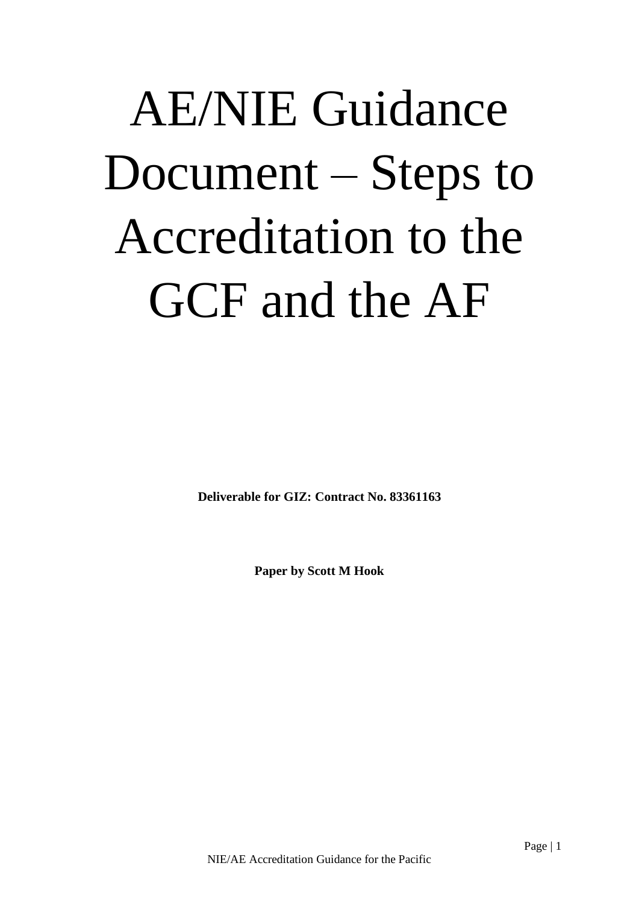# AE/NIE Guidance Document – Steps to Accreditation to the GCF and the AF

**Deliverable for GIZ: Contract No. 83361163**

**Paper by Scott M Hook**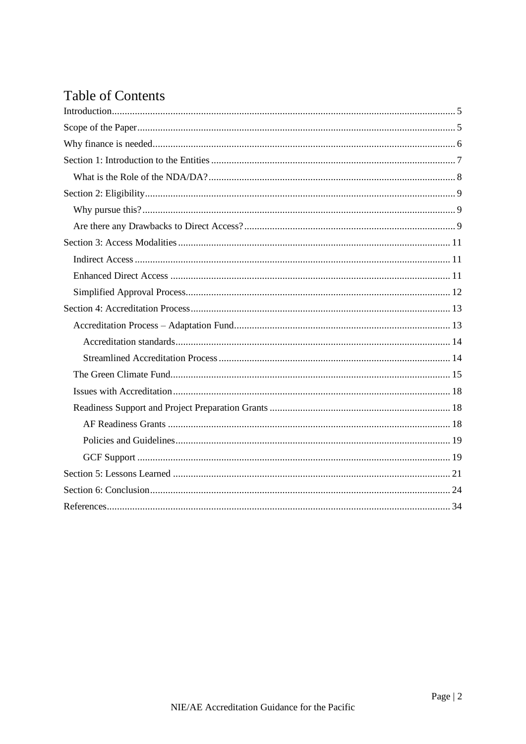# Table of Contents

Introduction ..... 5
Scope of the Paper ..... 5
Why finance is needed ..... 6
Section 1: Introduction to the Entities ..... 7
- What is the Role of the NDA/DA? ..... 8

Section 2: Eligibility ..... 9
- Why pursue this? ..... 9
- Are there any Drawbacks to Direct Access? ..... 9

Section 3: Access Modalities ..... 11
- Indirect Access ..... 11
- Enhanced Direct Access ..... 11
- Simplified Approval Process ..... 12

Section 4: Accreditation Process ..... 13
- Accreditation Process – Adaptation Fund ..... 13
  - Accreditation standards ..... 14
  - Streamlined Accreditation Process ..... 14
- The Green Climate Fund ..... 15
- Issues with Accreditation ..... 18
- Readiness Support and Project Preparation Grants ..... 18
  - AF Readiness Grants ..... 18
  - Policies and Guidelines ..... 19
  - GCF Support ..... 19

Section 5: Lessons Learned ..... 21
Section 6: Conclusion ..... 24
References ..... 34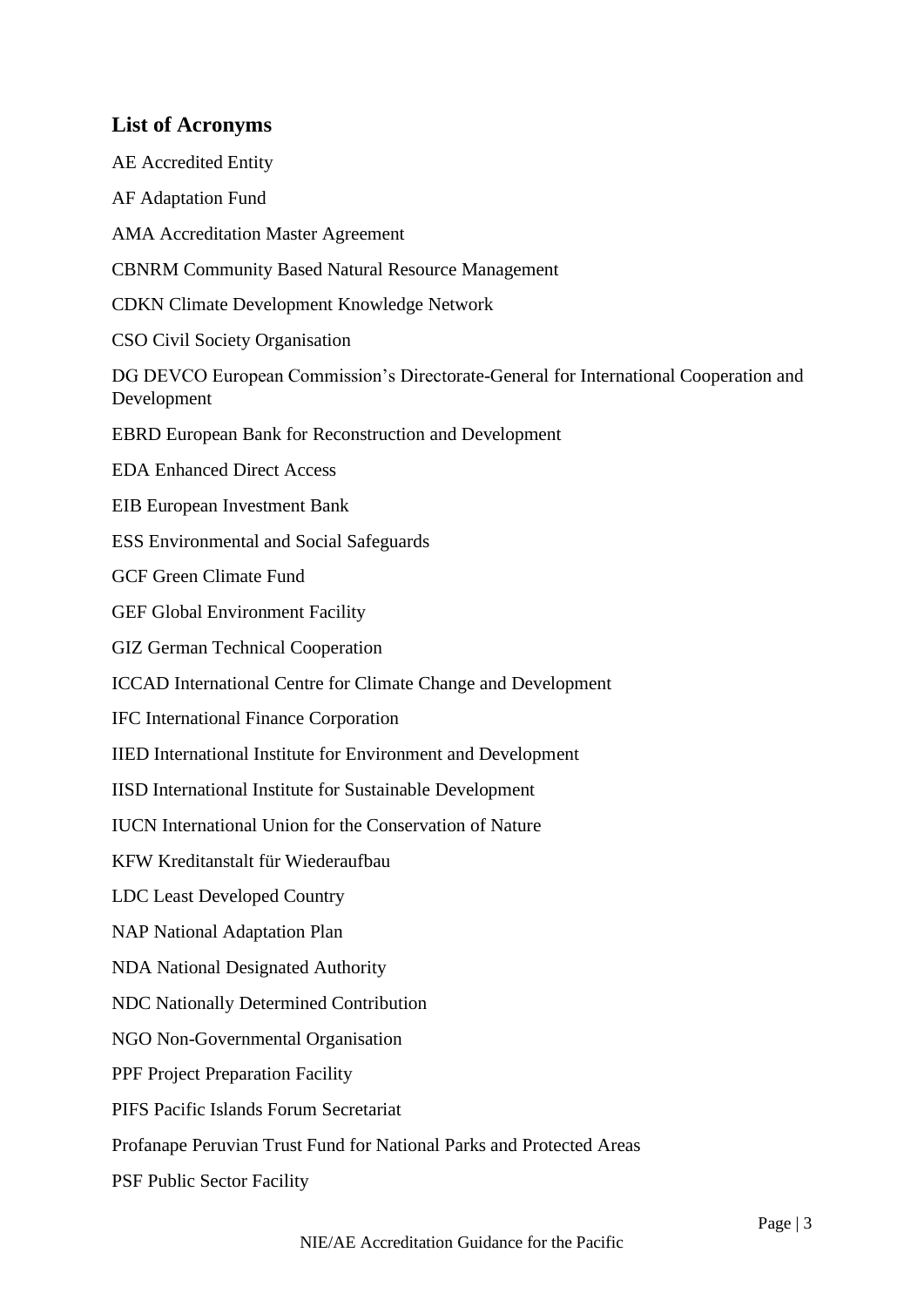## List of Acronyms

AE Accredited Entity

AF Adaptation Fund

AMA Accreditation Master Agreement

CBNRM Community Based Natural Resource Management

CDKN Climate Development Knowledge Network

CSO Civil Society Organisation

DG DEVCO European Commission's Directorate-General for International Cooperation and Development

EBRD European Bank for Reconstruction and Development

EDA Enhanced Direct Access

EIB European Investment Bank

ESS Environmental and Social Safeguards

GCF Green Climate Fund

GEF Global Environment Facility

GIZ German Technical Cooperation

ICCAD International Centre for Climate Change and Development

IFC International Finance Corporation

IIED International Institute for Environment and Development

IISD International Institute for Sustainable Development

IUCN International Union for the Conservation of Nature

KFW Kreditanstalt für Wiederaufbau

LDC Least Developed Country

NAP National Adaptation Plan

NDA National Designated Authority

NDC Nationally Determined Contribution

NGO Non-Governmental Organisation

PPF Project Preparation Facility

PIFS Pacific Islands Forum Secretariat

Profanape Peruvian Trust Fund for National Parks and Protected Areas

PSF Public Sector Facility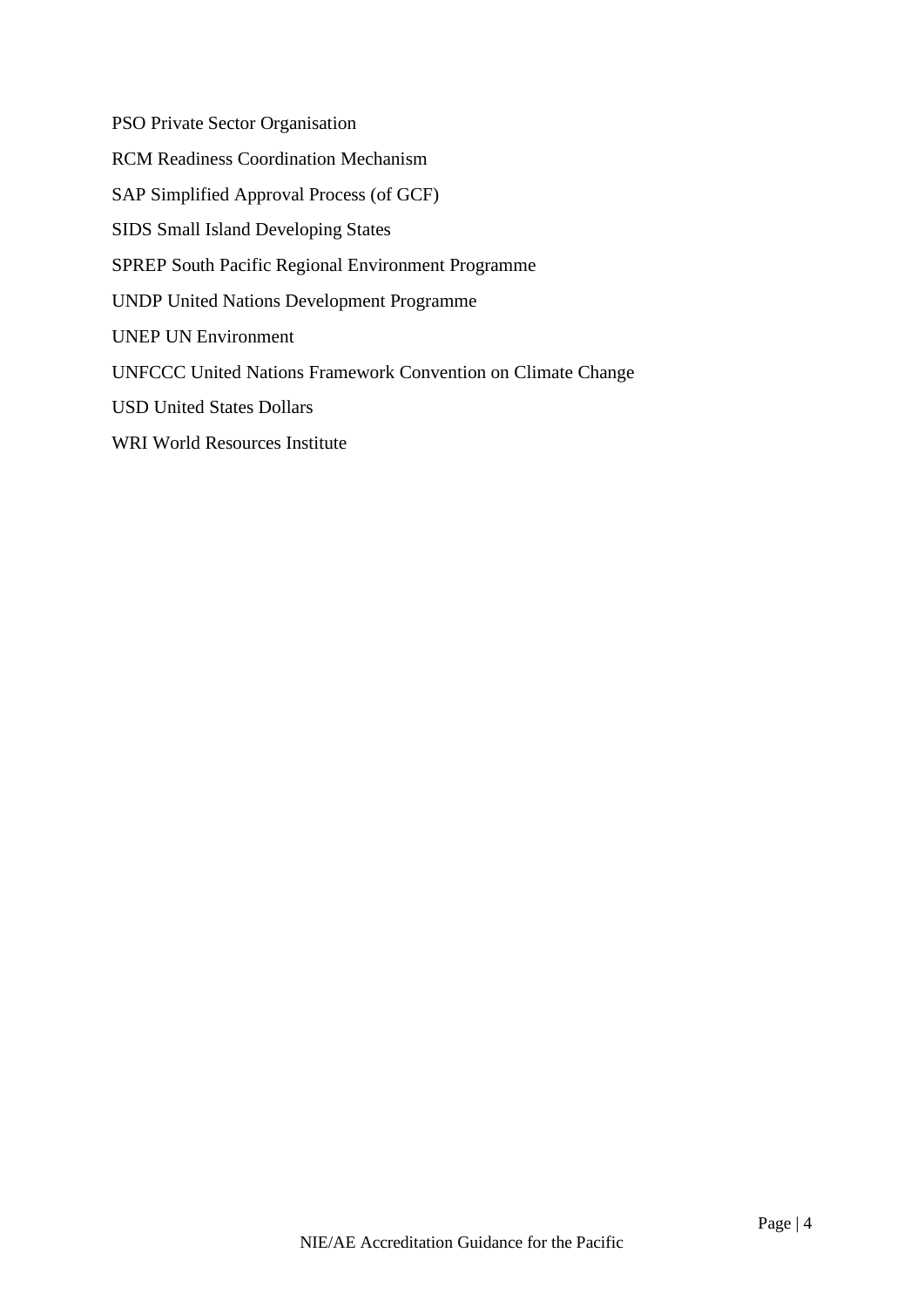PSO Private Sector Organisation

RCM Readiness Coordination Mechanism

SAP Simplified Approval Process (of GCF)

SIDS Small Island Developing States

SPREP South Pacific Regional Environment Programme

UNDP United Nations Development Programme

UNEP UN Environment

UNFCCC United Nations Framework Convention on Climate Change

USD United States Dollars

WRI World Resources Institute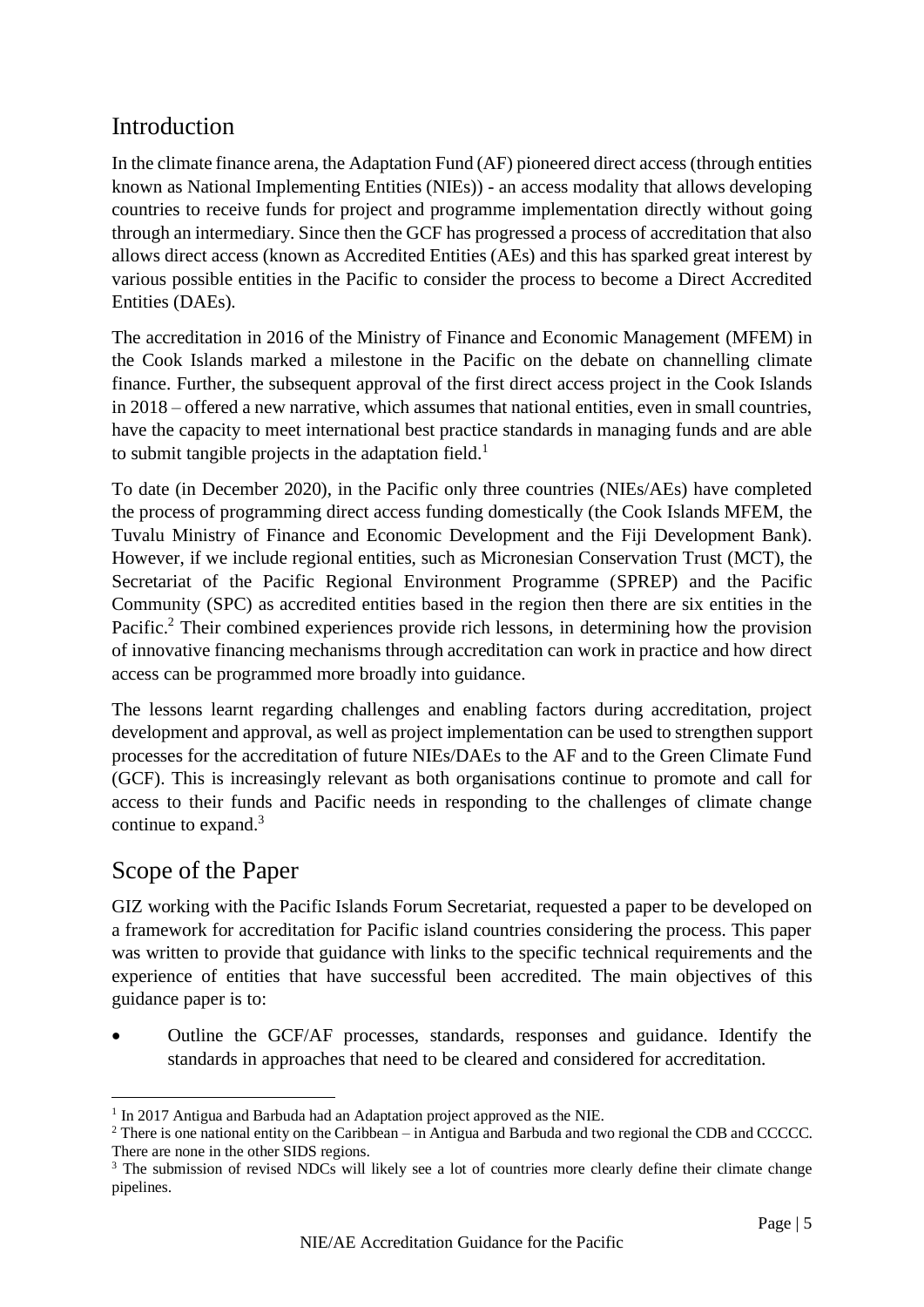## Introduction

In the climate finance arena, the Adaptation Fund (AF) pioneered direct access (through entities known as National Implementing Entities (NIEs)) - an access modality that allows developing countries to receive funds for project and programme implementation directly without going through an intermediary. Since then the GCF has progressed a process of accreditation that also allows direct access (known as Accredited Entities (AEs) and this has sparked great interest by various possible entities in the Pacific to consider the process to become a Direct Accredited Entities (DAEs).

The accreditation in 2016 of the Ministry of Finance and Economic Management (MFEM) in the Cook Islands marked a milestone in the Pacific on the debate on channelling climate finance. Further, the subsequent approval of the first direct access project in the Cook Islands in 2018 – offered a new narrative, which assumes that national entities, even in small countries, have the capacity to meet international best practice standards in managing funds and are able to submit tangible projects in the adaptation field.[1]

To date (in December 2020), in the Pacific only three countries (NIEs/AEs) have completed the process of programming direct access funding domestically (the Cook Islands MFEM, the Tuvalu Ministry of Finance and Economic Development and the Fiji Development Bank). However, if we include regional entities, such as Micronesian Conservation Trust (MCT), the Secretariat of the Pacific Regional Environment Programme (SPREP) and the Pacific Community (SPC) as accredited entities based in the region then there are six entities in the Pacific.[2] Their combined experiences provide rich lessons, in determining how the provision of innovative financing mechanisms through accreditation can work in practice and how direct access can be programmed more broadly into guidance.

The lessons learnt regarding challenges and enabling factors during accreditation, project development and approval, as well as project implementation can be used to strengthen support processes for the accreditation of future NIEs/DAEs to the AF and to the Green Climate Fund (GCF). This is increasingly relevant as both organisations continue to promote and call for access to their funds and Pacific needs in responding to the challenges of climate change continue to expand.[3]

## Scope of the Paper

GIZ working with the Pacific Islands Forum Secretariat, requested a paper to be developed on a framework for accreditation for Pacific island countries considering the process. This paper was written to provide that guidance with links to the specific technical requirements and the experience of entities that have successful been accredited. The main objectives of this guidance paper is to:

- Outline the GCF/AF processes, standards, responses and guidance. Identify the standards in approaches that need to be cleared and considered for accreditation.

---

[1] In 2017 Antigua and Barbuda had an Adaptation project approved as the NIE.

[2] There is one national entity on the Caribbean – in Antigua and Barbuda and two regional the CDB and CCCCC. There are none in the other SIDS regions.

[3] The submission of revised NDCs will likely see a lot of countries more clearly define their climate change pipelines.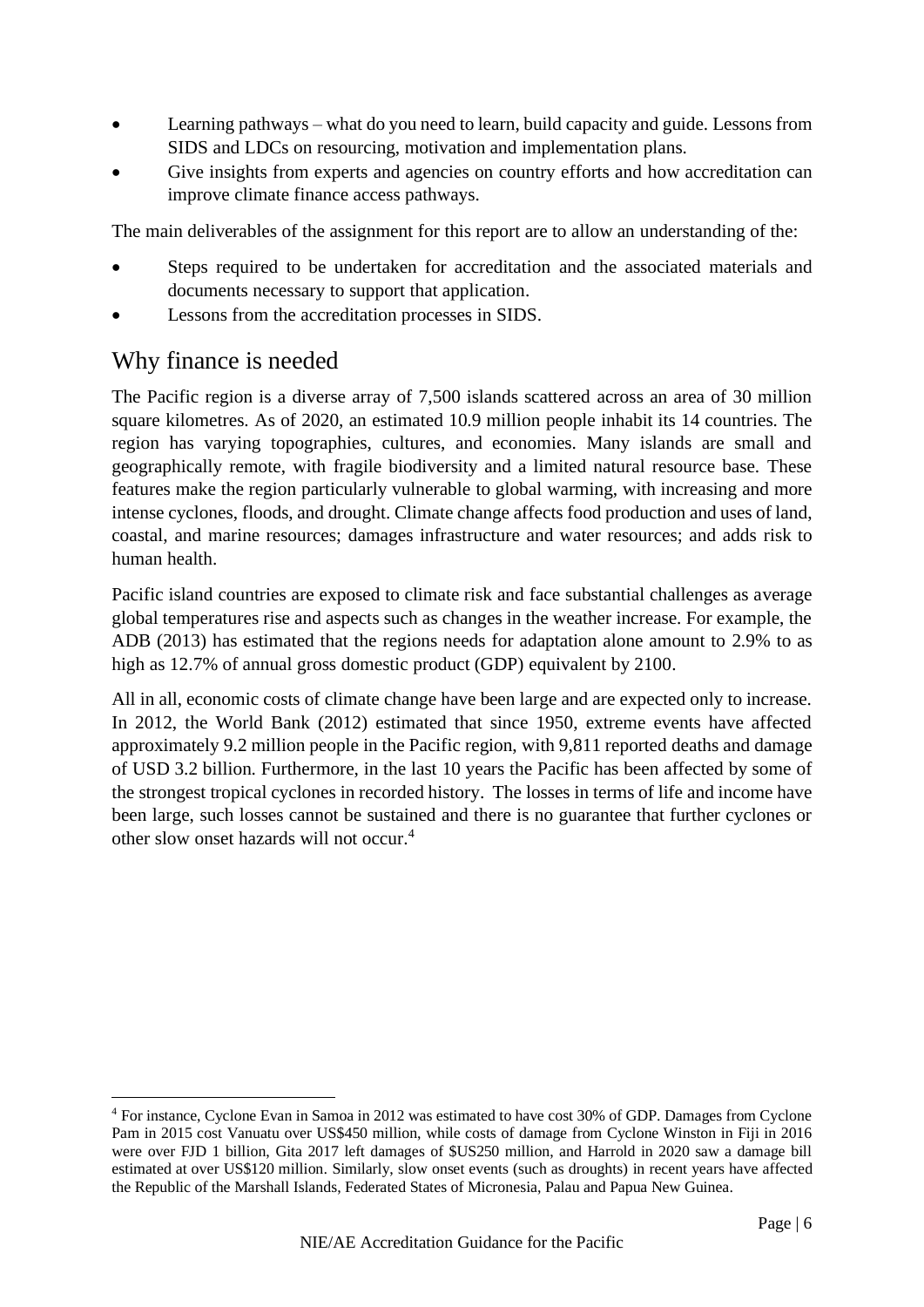- Learning pathways – what do you need to learn, build capacity and guide. Lessons from SIDS and LDCs on resourcing, motivation and implementation plans.
- Give insights from experts and agencies on country efforts and how accreditation can improve climate finance access pathways.

The main deliverables of the assignment for this report are to allow an understanding of the:

- Steps required to be undertaken for accreditation and the associated materials and documents necessary to support that application.
- Lessons from the accreditation processes in SIDS.

## Why finance is needed

The Pacific region is a diverse array of 7,500 islands scattered across an area of 30 million square kilometres. As of 2020, an estimated 10.9 million people inhabit its 14 countries. The region has varying topographies, cultures, and economies. Many islands are small and geographically remote, with fragile biodiversity and a limited natural resource base. These features make the region particularly vulnerable to global warming, with increasing and more intense cyclones, floods, and drought. Climate change affects food production and uses of land, coastal, and marine resources; damages infrastructure and water resources; and adds risk to human health.

Pacific island countries are exposed to climate risk and face substantial challenges as average global temperatures rise and aspects such as changes in the weather increase. For example, the ADB (2013) has estimated that the regions needs for adaptation alone amount to 2.9% to as high as 12.7% of annual gross domestic product (GDP) equivalent by 2100.

All in all, economic costs of climate change have been large and are expected only to increase. In 2012, the World Bank (2012) estimated that since 1950, extreme events have affected approximately 9.2 million people in the Pacific region, with 9,811 reported deaths and damage of USD 3.2 billion. Furthermore, in the last 10 years the Pacific has been affected by some of the strongest tropical cyclones in recorded history. The losses in terms of life and income have been large, such losses cannot be sustained and there is no guarantee that further cyclones or other slow onset hazards will not occur.[4]

[4] For instance, Cyclone Evan in Samoa in 2012 was estimated to have cost 30% of GDP. Damages from Cyclone Pam in 2015 cost Vanuatu over US$450 million, while costs of damage from Cyclone Winston in Fiji in 2016 were over FJD 1 billion, Gita 2017 left damages of $US250 million, and Harrold in 2020 saw a damage bill estimated at over US$120 million. Similarly, slow onset events (such as droughts) in recent years have affected the Republic of the Marshall Islands, Federated States of Micronesia, Palau and Papua New Guinea.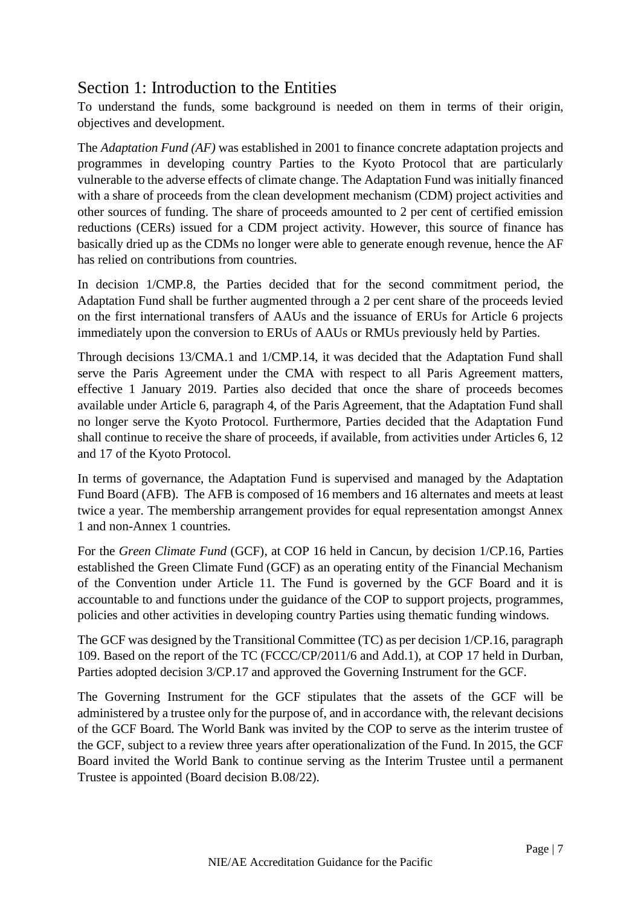## Section 1: Introduction to the Entities

To understand the funds, some background is needed on them in terms of their origin, objectives and development.

The *Adaptation Fund (AF)* was established in 2001 to finance concrete adaptation projects and programmes in developing country Parties to the Kyoto Protocol that are particularly vulnerable to the adverse effects of climate change. The Adaptation Fund was initially financed with a share of proceeds from the clean development mechanism (CDM) project activities and other sources of funding. The share of proceeds amounted to 2 per cent of certified emission reductions (CERs) issued for a CDM project activity. However, this source of finance has basically dried up as the CDMs no longer were able to generate enough revenue, hence the AF has relied on contributions from countries.

In decision 1/CMP.8, the Parties decided that for the second commitment period, the Adaptation Fund shall be further augmented through a 2 per cent share of the proceeds levied on the first international transfers of AAUs and the issuance of ERUs for Article 6 projects immediately upon the conversion to ERUs of AAUs or RMUs previously held by Parties.

Through decisions 13/CMA.1 and 1/CMP.14, it was decided that the Adaptation Fund shall serve the Paris Agreement under the CMA with respect to all Paris Agreement matters, effective 1 January 2019. Parties also decided that once the share of proceeds becomes available under Article 6, paragraph 4, of the Paris Agreement, that the Adaptation Fund shall no longer serve the Kyoto Protocol. Furthermore, Parties decided that the Adaptation Fund shall continue to receive the share of proceeds, if available, from activities under Articles 6, 12 and 17 of the Kyoto Protocol.

In terms of governance, the Adaptation Fund is supervised and managed by the Adaptation Fund Board (AFB). The AFB is composed of 16 members and 16 alternates and meets at least twice a year. The membership arrangement provides for equal representation amongst Annex 1 and non-Annex 1 countries.

For the *Green Climate Fund* (GCF), at COP 16 held in Cancun, by decision 1/CP.16, Parties established the Green Climate Fund (GCF) as an operating entity of the Financial Mechanism of the Convention under Article 11. The Fund is governed by the GCF Board and it is accountable to and functions under the guidance of the COP to support projects, programmes, policies and other activities in developing country Parties using thematic funding windows.

The GCF was designed by the Transitional Committee (TC) as per decision 1/CP.16, paragraph 109. Based on the report of the TC (FCCC/CP/2011/6 and Add.1), at COP 17 held in Durban, Parties adopted decision 3/CP.17 and approved the Governing Instrument for the GCF.

The Governing Instrument for the GCF stipulates that the assets of the GCF will be administered by a trustee only for the purpose of, and in accordance with, the relevant decisions of the GCF Board. The World Bank was invited by the COP to serve as the interim trustee of the GCF, subject to a review three years after operationalization of the Fund. In 2015, the GCF Board invited the World Bank to continue serving as the Interim Trustee until a permanent Trustee is appointed (Board decision B.08/22).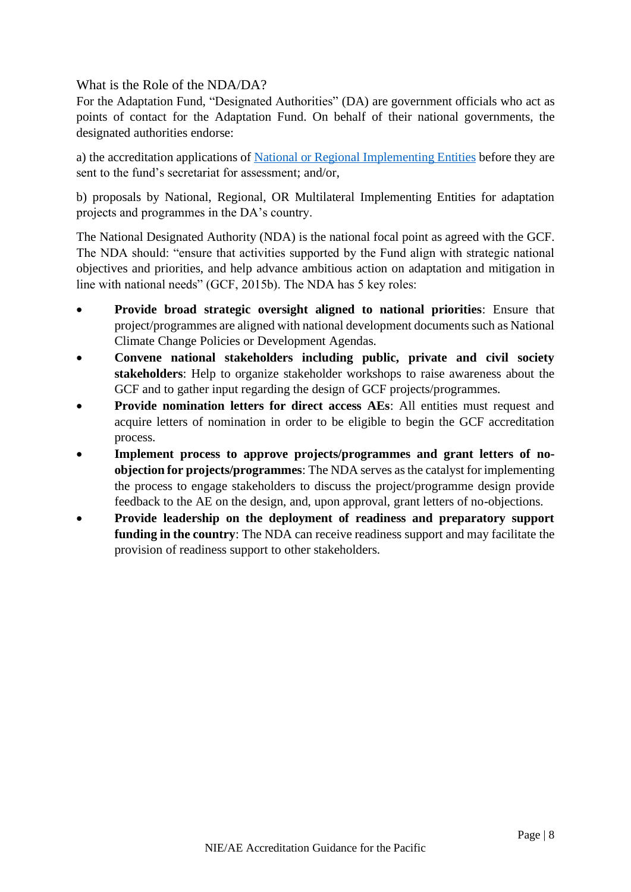## What is the Role of the NDA/DA?

For the Adaptation Fund, "Designated Authorities" (DA) are government officials who act as points of contact for the Adaptation Fund. On behalf of their national governments, the designated authorities endorse:

a) the accreditation applications of [National or Regional Implementing Entities]() before they are sent to the fund's secretariat for assessment; and/or,

b) proposals by National, Regional, OR Multilateral Implementing Entities for adaptation projects and programmes in the DA's country.

The National Designated Authority (NDA) is the national focal point as agreed with the GCF. The NDA should: "ensure that activities supported by the Fund align with strategic national objectives and priorities, and help advance ambitious action on adaptation and mitigation in line with national needs" (GCF, 2015b). The NDA has 5 key roles:

- **Provide broad strategic oversight aligned to national priorities**: Ensure that project/programmes are aligned with national development documents such as National Climate Change Policies or Development Agendas.
- **Convene national stakeholders including public, private and civil society stakeholders**: Help to organize stakeholder workshops to raise awareness about the GCF and to gather input regarding the design of GCF projects/programmes.
- **Provide nomination letters for direct access AEs**: All entities must request and acquire letters of nomination in order to be eligible to begin the GCF accreditation process.
- **Implement process to approve projects/programmes and grant letters of no-objection for projects/programmes**: The NDA serves as the catalyst for implementing the process to engage stakeholders to discuss the project/programme design provide feedback to the AE on the design, and, upon approval, grant letters of no-objections.
- **Provide leadership on the deployment of readiness and preparatory support funding in the country**: The NDA can receive readiness support and may facilitate the provision of readiness support to other stakeholders.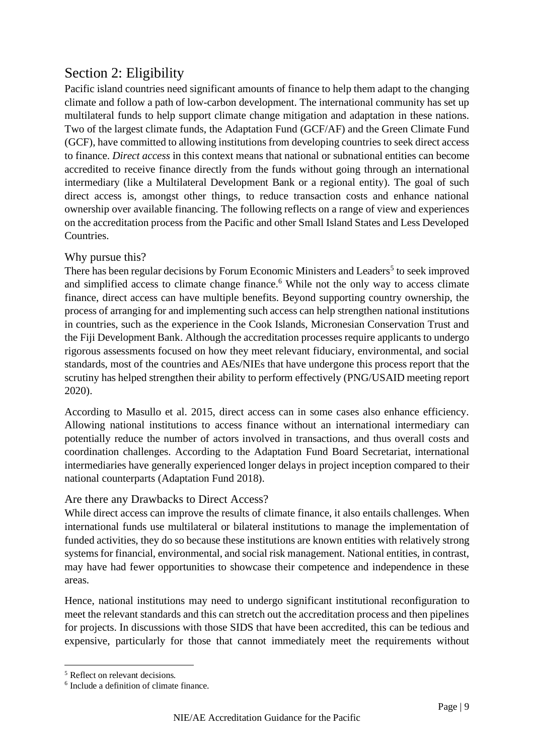## Section 2: Eligibility

Pacific island countries need significant amounts of finance to help them adapt to the changing climate and follow a path of low-carbon development. The international community has set up multilateral funds to help support climate change mitigation and adaptation in these nations. Two of the largest climate funds, the Adaptation Fund (GCF/AF) and the Green Climate Fund (GCF), have committed to allowing institutions from developing countries to seek direct access to finance. *Direct access* in this context means that national or subnational entities can become accredited to receive finance directly from the funds without going through an international intermediary (like a Multilateral Development Bank or a regional entity). The goal of such direct access is, amongst other things, to reduce transaction costs and enhance national ownership over available financing. The following reflects on a range of view and experiences on the accreditation process from the Pacific and other Small Island States and Less Developed Countries.

### Why pursue this?

There has been regular decisions by Forum Economic Ministers and Leaders[5] to seek improved and simplified access to climate change finance.[6] While not the only way to access climate finance, direct access can have multiple benefits. Beyond supporting country ownership, the process of arranging for and implementing such access can help strengthen national institutions in countries, such as the experience in the Cook Islands, Micronesian Conservation Trust and the Fiji Development Bank. Although the accreditation processes require applicants to undergo rigorous assessments focused on how they meet relevant fiduciary, environmental, and social standards, most of the countries and AEs/NIEs that have undergone this process report that the scrutiny has helped strengthen their ability to perform effectively (PNG/USAID meeting report 2020).

According to Masullo et al. 2015, direct access can in some cases also enhance efficiency. Allowing national institutions to access finance without an international intermediary can potentially reduce the number of actors involved in transactions, and thus overall costs and coordination challenges. According to the Adaptation Fund Board Secretariat, international intermediaries have generally experienced longer delays in project inception compared to their national counterparts (Adaptation Fund 2018).

### Are there any Drawbacks to Direct Access?

While direct access can improve the results of climate finance, it also entails challenges. When international funds use multilateral or bilateral institutions to manage the implementation of funded activities, they do so because these institutions are known entities with relatively strong systems for financial, environmental, and social risk management. National entities, in contrast, may have had fewer opportunities to showcase their competence and independence in these areas.

Hence, national institutions may need to undergo significant institutional reconfiguration to meet the relevant standards and this can stretch out the accreditation process and then pipelines for projects. In discussions with those SIDS that have been accredited, this can be tedious and expensive, particularly for those that cannot immediately meet the requirements without

---

[5] Reflect on relevant decisions.

[6] Include a definition of climate finance.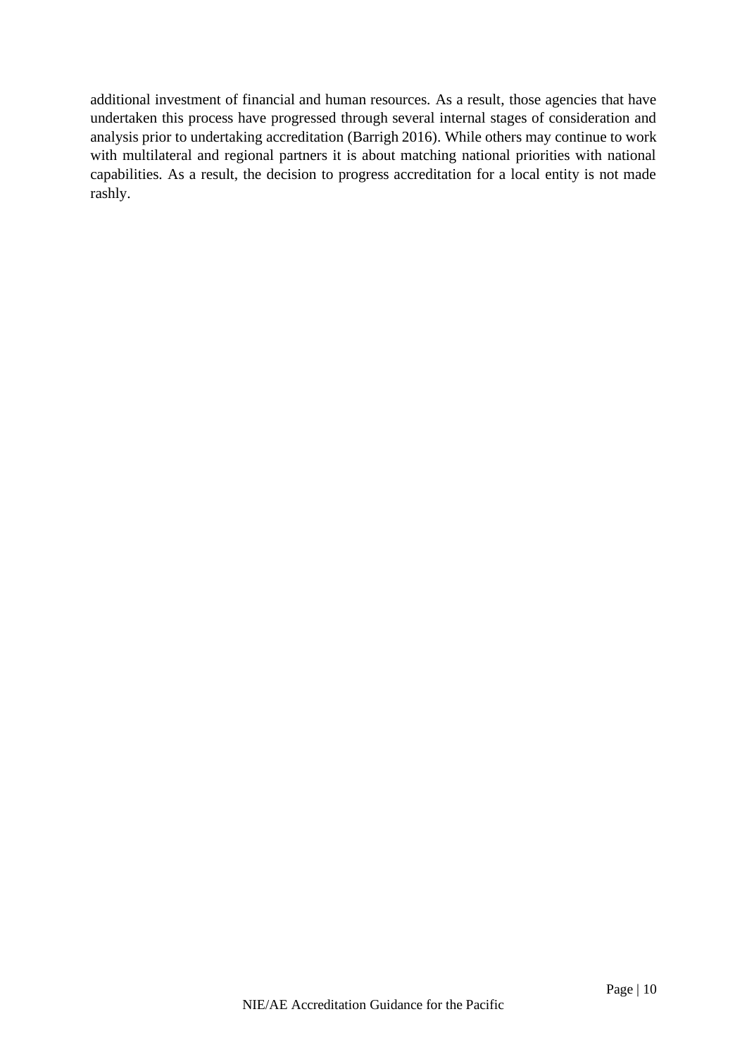additional investment of financial and human resources. As a result, those agencies that have undertaken this process have progressed through several internal stages of consideration and analysis prior to undertaking accreditation (Barrigh 2016). While others may continue to work with multilateral and regional partners it is about matching national priorities with national capabilities. As a result, the decision to progress accreditation for a local entity is not made rashly.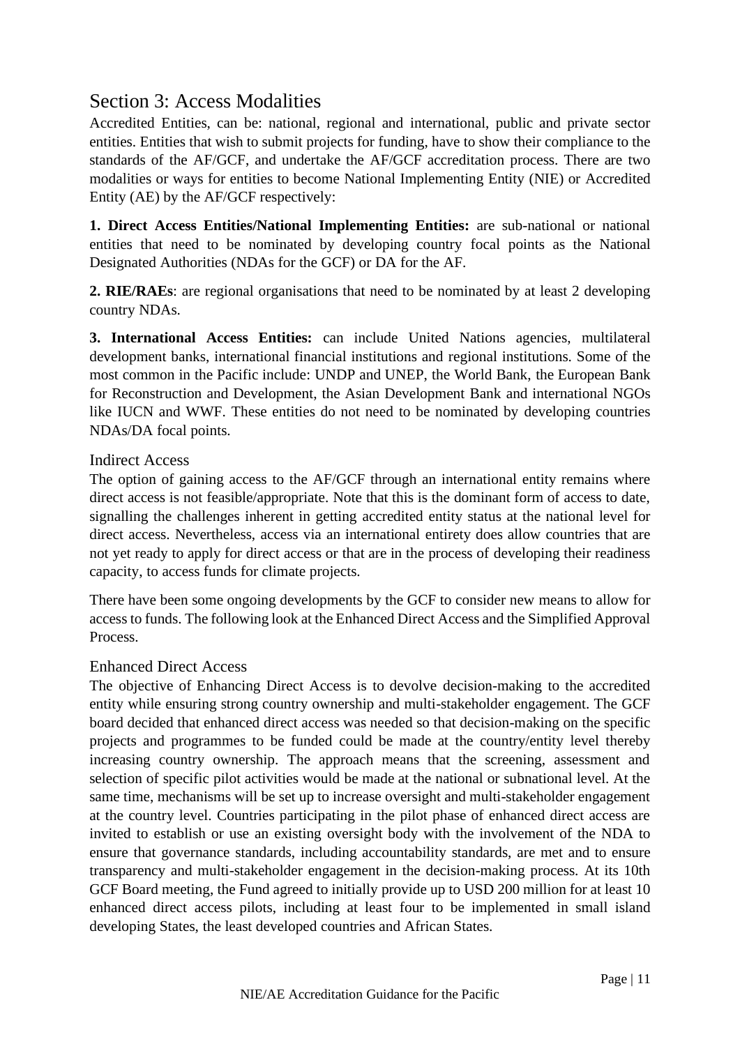## Section 3: Access Modalities

Accredited Entities, can be: national, regional and international, public and private sector entities. Entities that wish to submit projects for funding, have to show their compliance to the standards of the AF/GCF, and undertake the AF/GCF accreditation process. There are two modalities or ways for entities to become National Implementing Entity (NIE) or Accredited Entity (AE) by the AF/GCF respectively:

**1. Direct Access Entities/National Implementing Entities:** are sub-national or national entities that need to be nominated by developing country focal points as the National Designated Authorities (NDAs for the GCF) or DA for the AF.

**2. RIE/RAEs**: are regional organisations that need to be nominated by at least 2 developing country NDAs.

**3. International Access Entities:** can include United Nations agencies, multilateral development banks, international financial institutions and regional institutions. Some of the most common in the Pacific include: UNDP and UNEP, the World Bank, the European Bank for Reconstruction and Development, the Asian Development Bank and international NGOs like IUCN and WWF. These entities do not need to be nominated by developing countries NDAs/DA focal points.

### Indirect Access

The option of gaining access to the AF/GCF through an international entity remains where direct access is not feasible/appropriate. Note that this is the dominant form of access to date, signalling the challenges inherent in getting accredited entity status at the national level for direct access. Nevertheless, access via an international entirety does allow countries that are not yet ready to apply for direct access or that are in the process of developing their readiness capacity, to access funds for climate projects.

There have been some ongoing developments by the GCF to consider new means to allow for access to funds. The following look at the Enhanced Direct Access and the Simplified Approval Process.

### Enhanced Direct Access

The objective of Enhancing Direct Access is to devolve decision-making to the accredited entity while ensuring strong country ownership and multi-stakeholder engagement. The GCF board decided that enhanced direct access was needed so that decision-making on the specific projects and programmes to be funded could be made at the country/entity level thereby increasing country ownership. The approach means that the screening, assessment and selection of specific pilot activities would be made at the national or subnational level. At the same time, mechanisms will be set up to increase oversight and multi-stakeholder engagement at the country level. Countries participating in the pilot phase of enhanced direct access are invited to establish or use an existing oversight body with the involvement of the NDA to ensure that governance standards, including accountability standards, are met and to ensure transparency and multi-stakeholder engagement in the decision-making process. At its 10th GCF Board meeting, the Fund agreed to initially provide up to USD 200 million for at least 10 enhanced direct access pilots, including at least four to be implemented in small island developing States, the least developed countries and African States.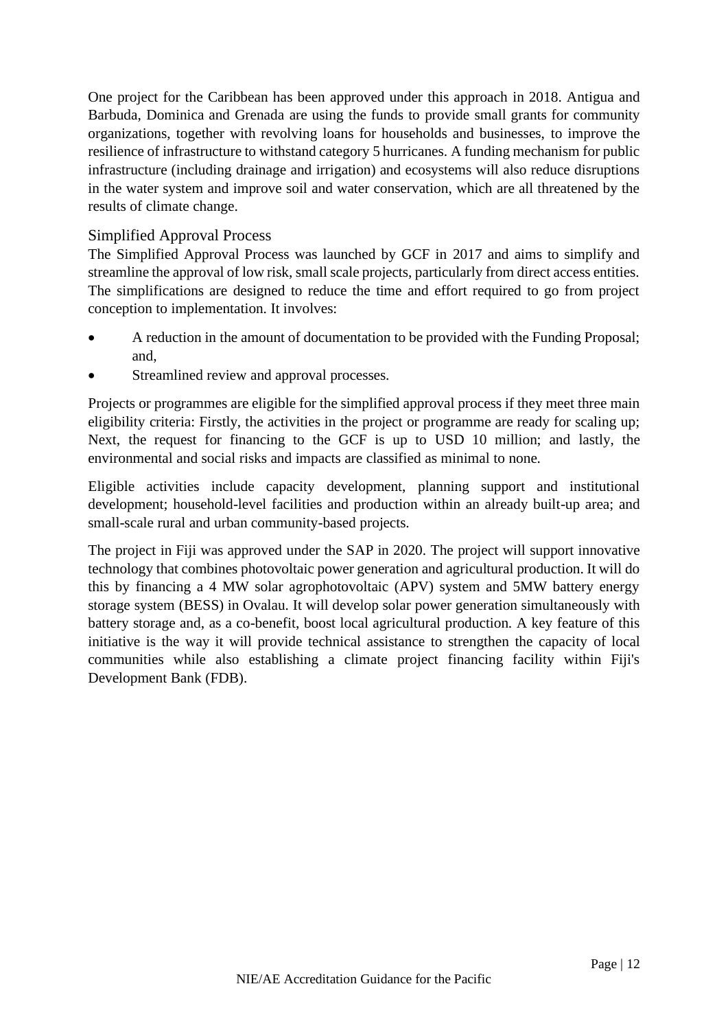One project for the Caribbean has been approved under this approach in 2018. Antigua and Barbuda, Dominica and Grenada are using the funds to provide small grants for community organizations, together with revolving loans for households and businesses, to improve the resilience of infrastructure to withstand category 5 hurricanes. A funding mechanism for public infrastructure (including drainage and irrigation) and ecosystems will also reduce disruptions in the water system and improve soil and water conservation, which are all threatened by the results of climate change.

### Simplified Approval Process

The Simplified Approval Process was launched by GCF in 2017 and aims to simplify and streamline the approval of low risk, small scale projects, particularly from direct access entities. The simplifications are designed to reduce the time and effort required to go from project conception to implementation. It involves:

- A reduction in the amount of documentation to be provided with the Funding Proposal; and,
- Streamlined review and approval processes.

Projects or programmes are eligible for the simplified approval process if they meet three main eligibility criteria: Firstly, the activities in the project or programme are ready for scaling up; Next, the request for financing to the GCF is up to USD 10 million; and lastly, the environmental and social risks and impacts are classified as minimal to none.

Eligible activities include capacity development, planning support and institutional development; household-level facilities and production within an already built-up area; and small-scale rural and urban community-based projects.

The project in Fiji was approved under the SAP in 2020. The project will support innovative technology that combines photovoltaic power generation and agricultural production. It will do this by financing a 4 MW solar agrophotovoltaic (APV) system and 5MW battery energy storage system (BESS) in Ovalau. It will develop solar power generation simultaneously with battery storage and, as a co-benefit, boost local agricultural production. A key feature of this initiative is the way it will provide technical assistance to strengthen the capacity of local communities while also establishing a climate project financing facility within Fiji's Development Bank (FDB).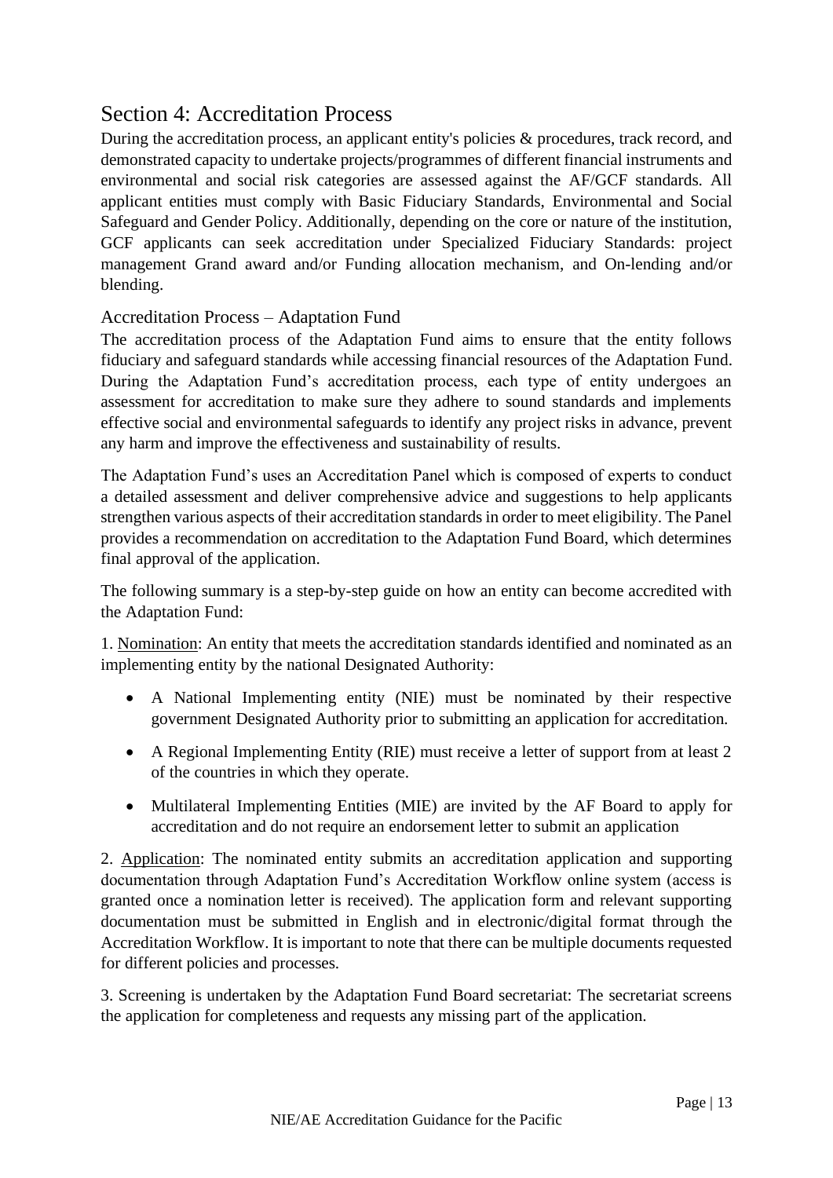# Section 4: Accreditation Process

During the accreditation process, an applicant entity's policies & procedures, track record, and demonstrated capacity to undertake projects/programmes of different financial instruments and environmental and social risk categories are assessed against the AF/GCF standards. All applicant entities must comply with Basic Fiduciary Standards, Environmental and Social Safeguard and Gender Policy. Additionally, depending on the core or nature of the institution, GCF applicants can seek accreditation under Specialized Fiduciary Standards: project management Grand award and/or Funding allocation mechanism, and On-lending and/or blending.

## Accreditation Process – Adaptation Fund

The accreditation process of the Adaptation Fund aims to ensure that the entity follows fiduciary and safeguard standards while accessing financial resources of the Adaptation Fund. During the Adaptation Fund's accreditation process, each type of entity undergoes an assessment for accreditation to make sure they adhere to sound standards and implements effective social and environmental safeguards to identify any project risks in advance, prevent any harm and improve the effectiveness and sustainability of results.

The Adaptation Fund's uses an Accreditation Panel which is composed of experts to conduct a detailed assessment and deliver comprehensive advice and suggestions to help applicants strengthen various aspects of their accreditation standards in order to meet eligibility. The Panel provides a recommendation on accreditation to the Adaptation Fund Board, which determines final approval of the application.

The following summary is a step-by-step guide on how an entity can become accredited with the Adaptation Fund:

1. Nomination: An entity that meets the accreditation standards identified and nominated as an implementing entity by the national Designated Authority:

- A National Implementing entity (NIE) must be nominated by their respective government Designated Authority prior to submitting an application for accreditation.
- A Regional Implementing Entity (RIE) must receive a letter of support from at least 2 of the countries in which they operate.
- Multilateral Implementing Entities (MIE) are invited by the AF Board to apply for accreditation and do not require an endorsement letter to submit an application

2. Application: The nominated entity submits an accreditation application and supporting documentation through Adaptation Fund's Accreditation Workflow online system (access is granted once a nomination letter is received). The application form and relevant supporting documentation must be submitted in English and in electronic/digital format through the Accreditation Workflow. It is important to note that there can be multiple documents requested for different policies and processes.

3. Screening is undertaken by the Adaptation Fund Board secretariat: The secretariat screens the application for completeness and requests any missing part of the application.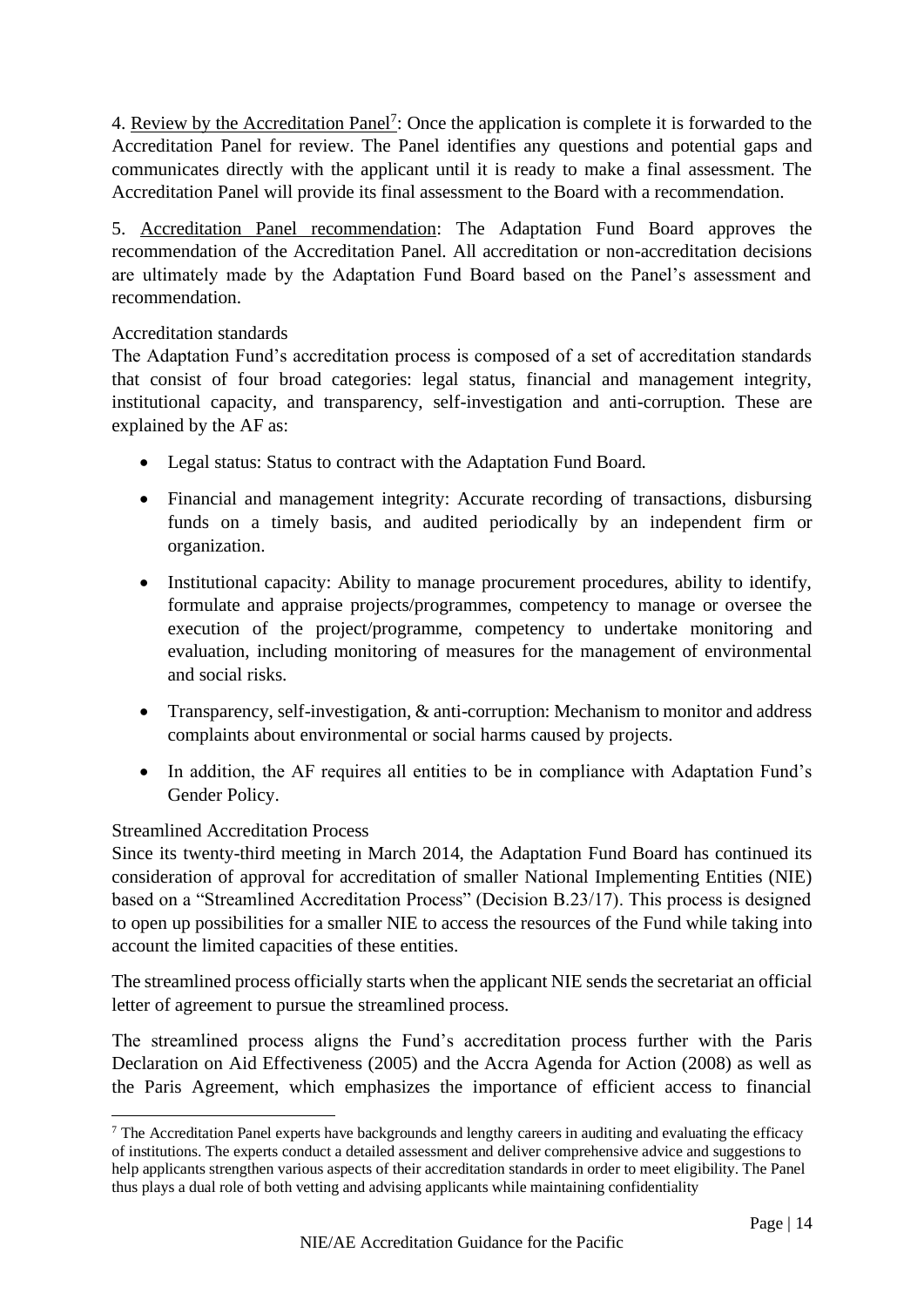4. Review by the Accreditation Panel[7]: Once the application is complete it is forwarded to the Accreditation Panel for review. The Panel identifies any questions and potential gaps and communicates directly with the applicant until it is ready to make a final assessment. The Accreditation Panel will provide its final assessment to the Board with a recommendation.

5. Accreditation Panel recommendation: The Adaptation Fund Board approves the recommendation of the Accreditation Panel. All accreditation or non-accreditation decisions are ultimately made by the Adaptation Fund Board based on the Panel's assessment and recommendation.

### Accreditation standards

The Adaptation Fund's accreditation process is composed of a set of accreditation standards that consist of four broad categories: legal status, financial and management integrity, institutional capacity, and transparency, self-investigation and anti-corruption. These are explained by the AF as:

- Legal status: Status to contract with the Adaptation Fund Board.
- Financial and management integrity: Accurate recording of transactions, disbursing funds on a timely basis, and audited periodically by an independent firm or organization.
- Institutional capacity: Ability to manage procurement procedures, ability to identify, formulate and appraise projects/programmes, competency to manage or oversee the execution of the project/programme, competency to undertake monitoring and evaluation, including monitoring of measures for the management of environmental and social risks.
- Transparency, self-investigation, & anti-corruption: Mechanism to monitor and address complaints about environmental or social harms caused by projects.
- In addition, the AF requires all entities to be in compliance with Adaptation Fund's Gender Policy.

### Streamlined Accreditation Process

Since its twenty-third meeting in March 2014, the Adaptation Fund Board has continued its consideration of approval for accreditation of smaller National Implementing Entities (NIE) based on a "Streamlined Accreditation Process" (Decision B.23/17). This process is designed to open up possibilities for a smaller NIE to access the resources of the Fund while taking into account the limited capacities of these entities.

The streamlined process officially starts when the applicant NIE sends the secretariat an official letter of agreement to pursue the streamlined process.

The streamlined process aligns the Fund's accreditation process further with the Paris Declaration on Aid Effectiveness (2005) and the Accra Agenda for Action (2008) as well as the Paris Agreement, which emphasizes the importance of efficient access to financial

[7] The Accreditation Panel experts have backgrounds and lengthy careers in auditing and evaluating the efficacy of institutions. The experts conduct a detailed assessment and deliver comprehensive advice and suggestions to help applicants strengthen various aspects of their accreditation standards in order to meet eligibility. The Panel thus plays a dual role of both vetting and advising applicants while maintaining confidentiality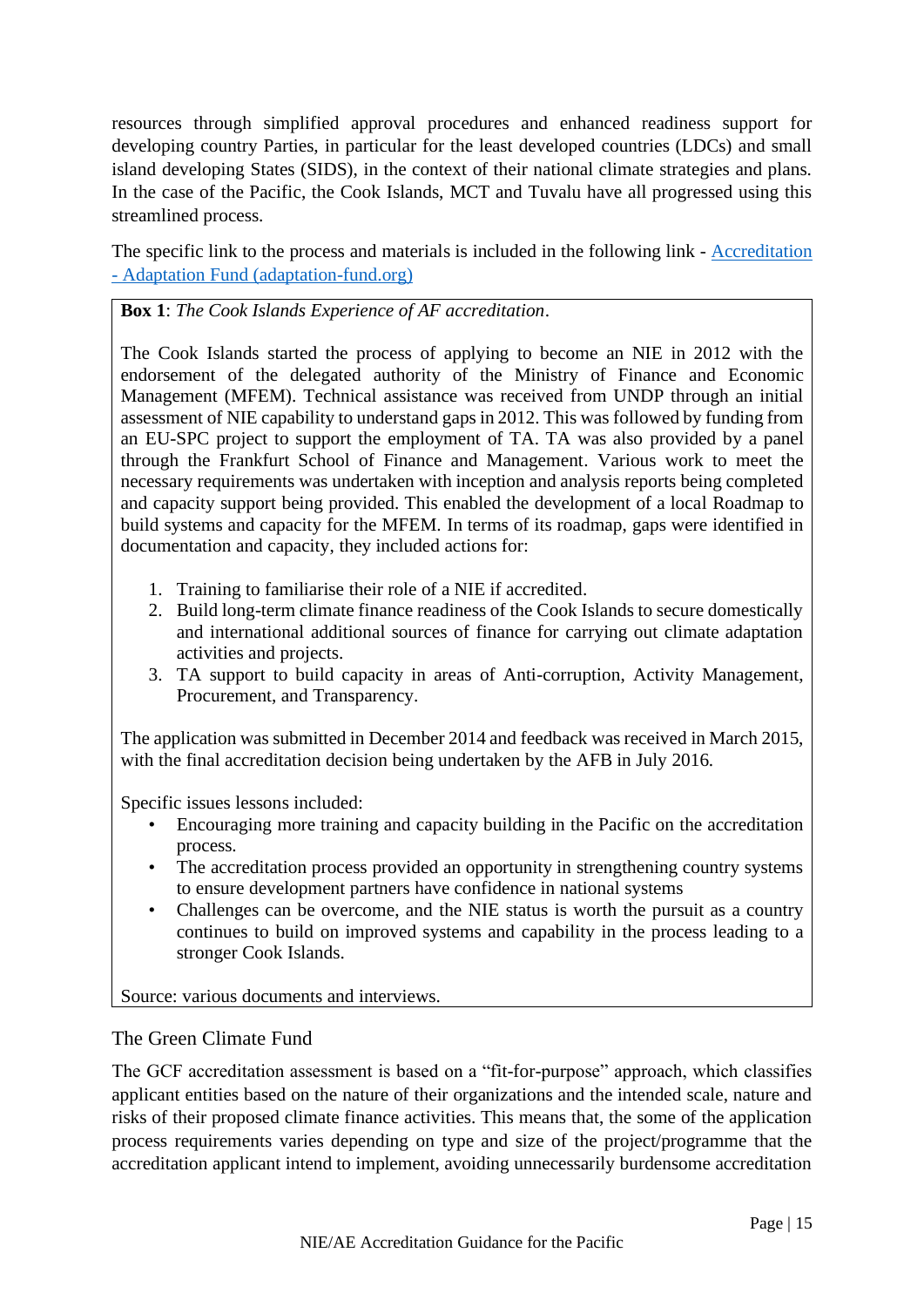resources through simplified approval procedures and enhanced readiness support for developing country Parties, in particular for the least developed countries (LDCs) and small island developing States (SIDS), in the context of their national climate strategies and plans. In the case of the Pacific, the Cook Islands, MCT and Tuvalu have all progressed using this streamlined process.

The specific link to the process and materials is included in the following link - [Accreditation - Adaptation Fund (adaptation-fund.org)](https://www.adaptation-fund.org)

> **Box 1**: *The Cook Islands Experience of AF accreditation*.
>
> The Cook Islands started the process of applying to become an NIE in 2012 with the endorsement of the delegated authority of the Ministry of Finance and Economic Management (MFEM). Technical assistance was received from UNDP through an initial assessment of NIE capability to understand gaps in 2012. This was followed by funding from an EU-SPC project to support the employment of TA. TA was also provided by a panel through the Frankfurt School of Finance and Management. Various work to meet the necessary requirements was undertaken with inception and analysis reports being completed and capacity support being provided. This enabled the development of a local Roadmap to build systems and capacity for the MFEM. In terms of its roadmap, gaps were identified in documentation and capacity, they included actions for:
>
> 1. Training to familiarise their role of a NIE if accredited.
> 2. Build long-term climate finance readiness of the Cook Islands to secure domestically and international additional sources of finance for carrying out climate adaptation activities and projects.
> 3. TA support to build capacity in areas of Anti-corruption, Activity Management, Procurement, and Transparency.
>
> The application was submitted in December 2014 and feedback was received in March 2015, with the final accreditation decision being undertaken by the AFB in July 2016.
>
> Specific issues lessons included:
>
> - Encouraging more training and capacity building in the Pacific on the accreditation process.
> - The accreditation process provided an opportunity in strengthening country systems to ensure development partners have confidence in national systems
> - Challenges can be overcome, and the NIE status is worth the pursuit as a country continues to build on improved systems and capability in the process leading to a stronger Cook Islands.
>
> Source: various documents and interviews.

## The Green Climate Fund

The GCF accreditation assessment is based on a "fit-for-purpose" approach, which classifies applicant entities based on the nature of their organizations and the intended scale, nature and risks of their proposed climate finance activities. This means that, the some of the application process requirements varies depending on type and size of the project/programme that the accreditation applicant intend to implement, avoiding unnecessarily burdensome accreditation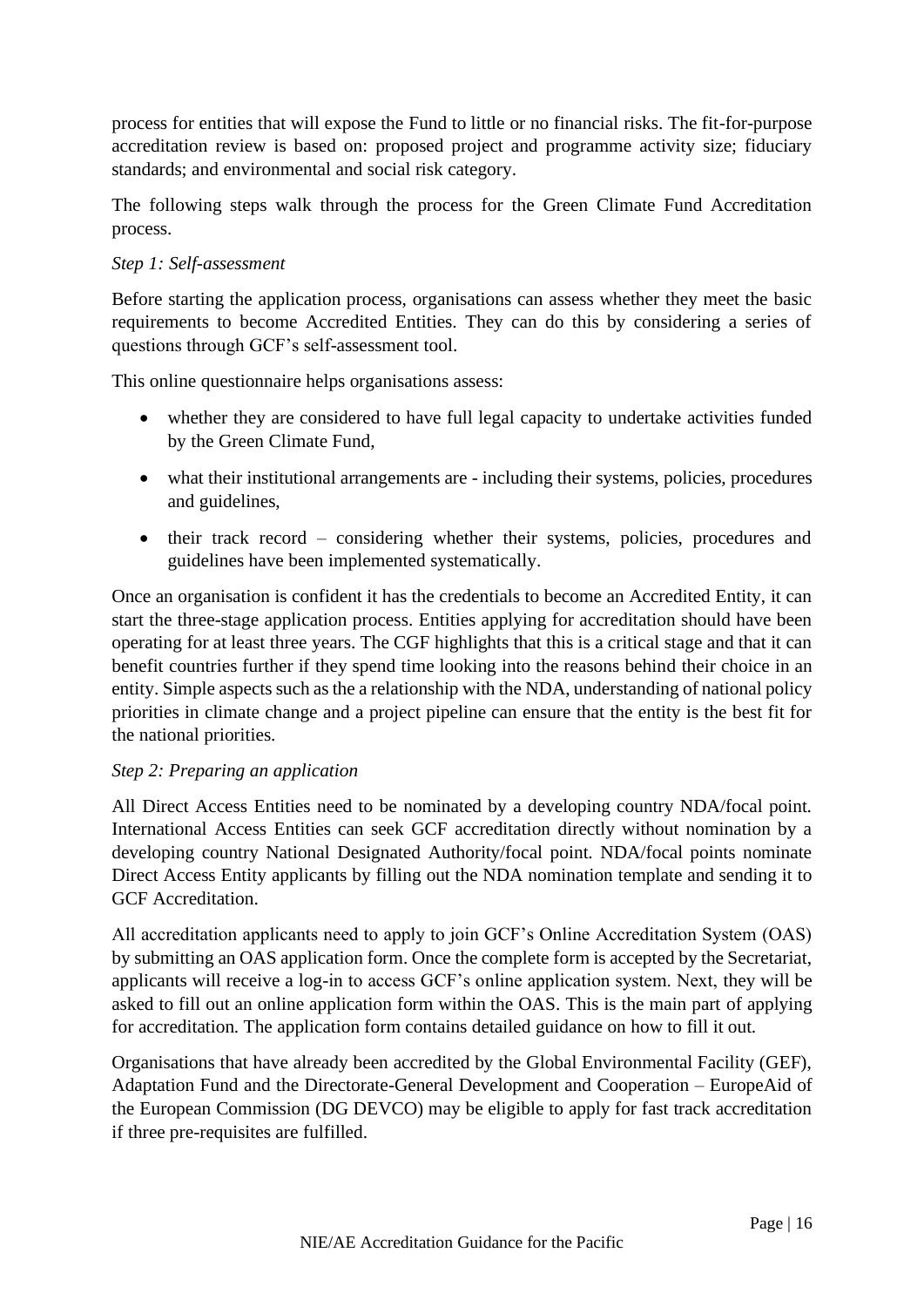process for entities that will expose the Fund to little or no financial risks. The fit-for-purpose accreditation review is based on: proposed project and programme activity size; fiduciary standards; and environmental and social risk category.

The following steps walk through the process for the Green Climate Fund Accreditation process.

*Step 1: Self-assessment*

Before starting the application process, organisations can assess whether they meet the basic requirements to become Accredited Entities. They can do this by considering a series of questions through GCF's self-assessment tool.

This online questionnaire helps organisations assess:

- whether they are considered to have full legal capacity to undertake activities funded by the Green Climate Fund,
- what their institutional arrangements are - including their systems, policies, procedures and guidelines,
- their track record – considering whether their systems, policies, procedures and guidelines have been implemented systematically.

Once an organisation is confident it has the credentials to become an Accredited Entity, it can start the three-stage application process. Entities applying for accreditation should have been operating for at least three years. The CGF highlights that this is a critical stage and that it can benefit countries further if they spend time looking into the reasons behind their choice in an entity. Simple aspects such as the a relationship with the NDA, understanding of national policy priorities in climate change and a project pipeline can ensure that the entity is the best fit for the national priorities.

*Step 2: Preparing an application*

All Direct Access Entities need to be nominated by a developing country NDA/focal point. International Access Entities can seek GCF accreditation directly without nomination by a developing country National Designated Authority/focal point. NDA/focal points nominate Direct Access Entity applicants by filling out the NDA nomination template and sending it to GCF Accreditation.

All accreditation applicants need to apply to join GCF's Online Accreditation System (OAS) by submitting an OAS application form. Once the complete form is accepted by the Secretariat, applicants will receive a log-in to access GCF's online application system. Next, they will be asked to fill out an online application form within the OAS. This is the main part of applying for accreditation. The application form contains detailed guidance on how to fill it out.

Organisations that have already been accredited by the Global Environmental Facility (GEF), Adaptation Fund and the Directorate-General Development and Cooperation – EuropeAid of the European Commission (DG DEVCO) may be eligible to apply for fast track accreditation if three pre-requisites are fulfilled.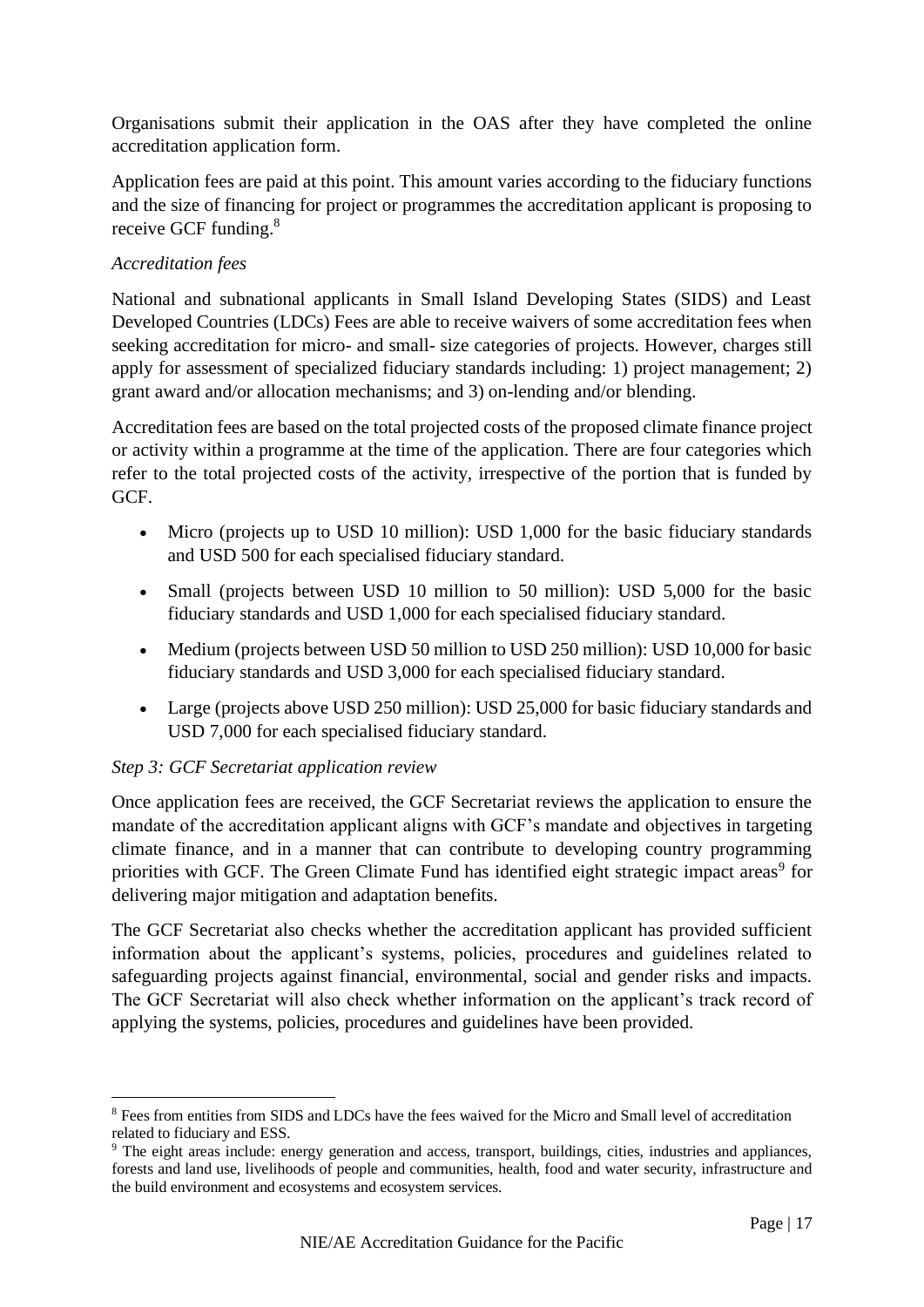Organisations submit their application in the OAS after they have completed the online accreditation application form.

Application fees are paid at this point. This amount varies according to the fiduciary functions and the size of financing for project or programmes the accreditation applicant is proposing to receive GCF funding.[8]

*Accreditation fees*

National and subnational applicants in Small Island Developing States (SIDS) and Least Developed Countries (LDCs) Fees are able to receive waivers of some accreditation fees when seeking accreditation for micro- and small- size categories of projects. However, charges still apply for assessment of specialized fiduciary standards including: 1) project management; 2) grant award and/or allocation mechanisms; and 3) on-lending and/or blending.

Accreditation fees are based on the total projected costs of the proposed climate finance project or activity within a programme at the time of the application. There are four categories which refer to the total projected costs of the activity, irrespective of the portion that is funded by GCF.

- Micro (projects up to USD 10 million): USD 1,000 for the basic fiduciary standards and USD 500 for each specialised fiduciary standard.
- Small (projects between USD 10 million to 50 million): USD 5,000 for the basic fiduciary standards and USD 1,000 for each specialised fiduciary standard.
- Medium (projects between USD 50 million to USD 250 million): USD 10,000 for basic fiduciary standards and USD 3,000 for each specialised fiduciary standard.
- Large (projects above USD 250 million): USD 25,000 for basic fiduciary standards and USD 7,000 for each specialised fiduciary standard.

*Step 3: GCF Secretariat application review*

Once application fees are received, the GCF Secretariat reviews the application to ensure the mandate of the accreditation applicant aligns with GCF's mandate and objectives in targeting climate finance, and in a manner that can contribute to developing country programming priorities with GCF. The Green Climate Fund has identified eight strategic impact areas[9] for delivering major mitigation and adaptation benefits.

The GCF Secretariat also checks whether the accreditation applicant has provided sufficient information about the applicant's systems, policies, procedures and guidelines related to safeguarding projects against financial, environmental, social and gender risks and impacts. The GCF Secretariat will also check whether information on the applicant's track record of applying the systems, policies, procedures and guidelines have been provided.

---

[8] Fees from entities from SIDS and LDCs have the fees waived for the Micro and Small level of accreditation related to fiduciary and ESS.

[9] The eight areas include: energy generation and access, transport, buildings, cities, industries and appliances, forests and land use, livelihoods of people and communities, health, food and water security, infrastructure and the build environment and ecosystems and ecosystem services.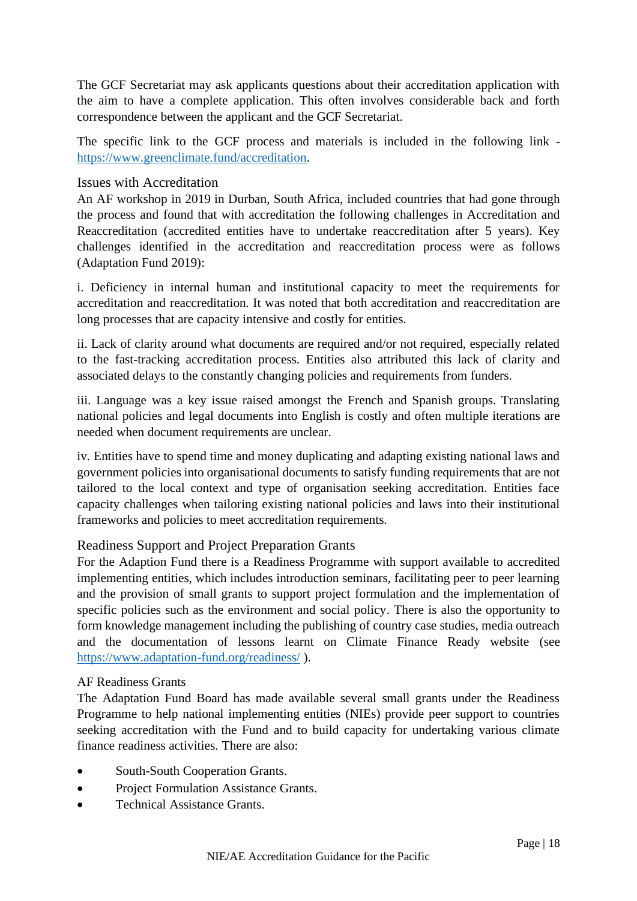The GCF Secretariat may ask applicants questions about their accreditation application with the aim to have a complete application. This often involves considerable back and forth correspondence between the applicant and the GCF Secretariat.

The specific link to the GCF process and materials is included in the following link - https://www.greenclimate.fund/accreditation.

### Issues with Accreditation

An AF workshop in 2019 in Durban, South Africa, included countries that had gone through the process and found that with accreditation the following challenges in Accreditation and Reaccreditation (accredited entities have to undertake reaccreditation after 5 years). Key challenges identified in the accreditation and reaccreditation process were as follows (Adaptation Fund 2019):

i. Deficiency in internal human and institutional capacity to meet the requirements for accreditation and reaccreditation. It was noted that both accreditation and reaccreditation are long processes that are capacity intensive and costly for entities.

ii. Lack of clarity around what documents are required and/or not required, especially related to the fast-tracking accreditation process. Entities also attributed this lack of clarity and associated delays to the constantly changing policies and requirements from funders.

iii. Language was a key issue raised amongst the French and Spanish groups. Translating national policies and legal documents into English is costly and often multiple iterations are needed when document requirements are unclear.

iv. Entities have to spend time and money duplicating and adapting existing national laws and government policies into organisational documents to satisfy funding requirements that are not tailored to the local context and type of organisation seeking accreditation. Entities face capacity challenges when tailoring existing national policies and laws into their institutional frameworks and policies to meet accreditation requirements.

### Readiness Support and Project Preparation Grants

For the Adaption Fund there is a Readiness Programme with support available to accredited implementing entities, which includes introduction seminars, facilitating peer to peer learning and the provision of small grants to support project formulation and the implementation of specific policies such as the environment and social policy. There is also the opportunity to form knowledge management including the publishing of country case studies, media outreach and the documentation of lessons learnt on Climate Finance Ready website (see https://www.adaptation-fund.org/readiness/ ).

#### AF Readiness Grants

The Adaptation Fund Board has made available several small grants under the Readiness Programme to help national implementing entities (NIEs) provide peer support to countries seeking accreditation with the Fund and to build capacity for undertaking various climate finance readiness activities. There are also:

- South-South Cooperation Grants.
- Project Formulation Assistance Grants.
- Technical Assistance Grants.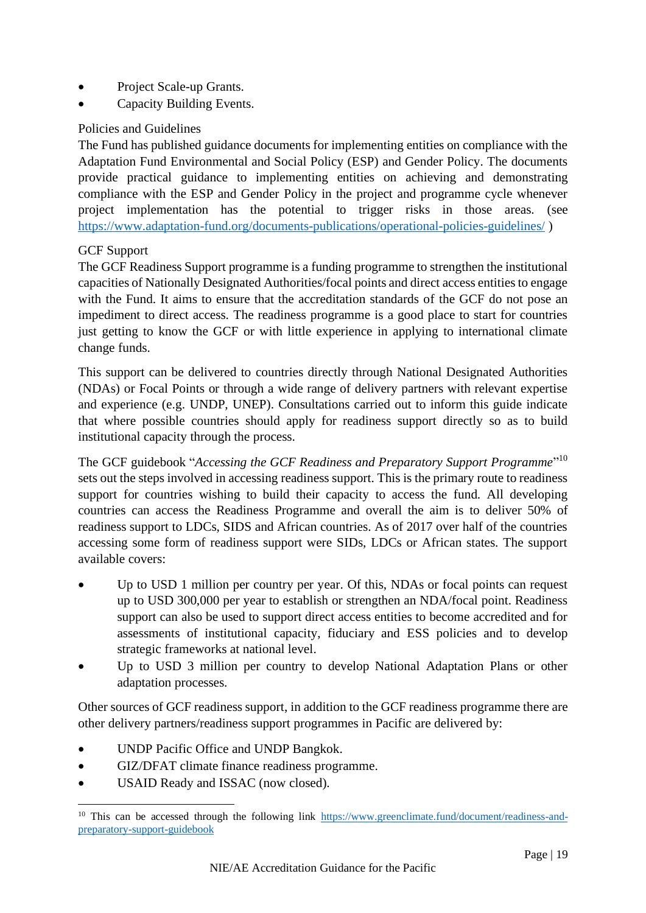- Project Scale-up Grants.
- Capacity Building Events.

Policies and Guidelines

The Fund has published guidance documents for implementing entities on compliance with the Adaptation Fund Environmental and Social Policy (ESP) and Gender Policy. The documents provide practical guidance to implementing entities on achieving and demonstrating compliance with the ESP and Gender Policy in the project and programme cycle whenever project implementation has the potential to trigger risks in those areas. (see https://www.adaptation-fund.org/documents-publications/operational-policies-guidelines/ )

GCF Support

The GCF Readiness Support programme is a funding programme to strengthen the institutional capacities of Nationally Designated Authorities/focal points and direct access entities to engage with the Fund. It aims to ensure that the accreditation standards of the GCF do not pose an impediment to direct access. The readiness programme is a good place to start for countries just getting to know the GCF or with little experience in applying to international climate change funds.

This support can be delivered to countries directly through National Designated Authorities (NDAs) or Focal Points or through a wide range of delivery partners with relevant expertise and experience (e.g. UNDP, UNEP). Consultations carried out to inform this guide indicate that where possible countries should apply for readiness support directly so as to build institutional capacity through the process.

The GCF guidebook "*Accessing the GCF Readiness and Preparatory Support Programme*"[10] sets out the steps involved in accessing readiness support. This is the primary route to readiness support for countries wishing to build their capacity to access the fund. All developing countries can access the Readiness Programme and overall the aim is to deliver 50% of readiness support to LDCs, SIDS and African countries. As of 2017 over half of the countries accessing some form of readiness support were SIDs, LDCs or African states. The support available covers:

- Up to USD 1 million per country per year. Of this, NDAs or focal points can request up to USD 300,000 per year to establish or strengthen an NDA/focal point. Readiness support can also be used to support direct access entities to become accredited and for assessments of institutional capacity, fiduciary and ESS policies and to develop strategic frameworks at national level.
- Up to USD 3 million per country to develop National Adaptation Plans or other adaptation processes.

Other sources of GCF readiness support, in addition to the GCF readiness programme there are other delivery partners/readiness support programmes in Pacific are delivered by:

- UNDP Pacific Office and UNDP Bangkok.
- GIZ/DFAT climate finance readiness programme.
- USAID Ready and ISSAC (now closed).

[10] This can be accessed through the following link https://www.greenclimate.fund/document/readiness-and-preparatory-support-guidebook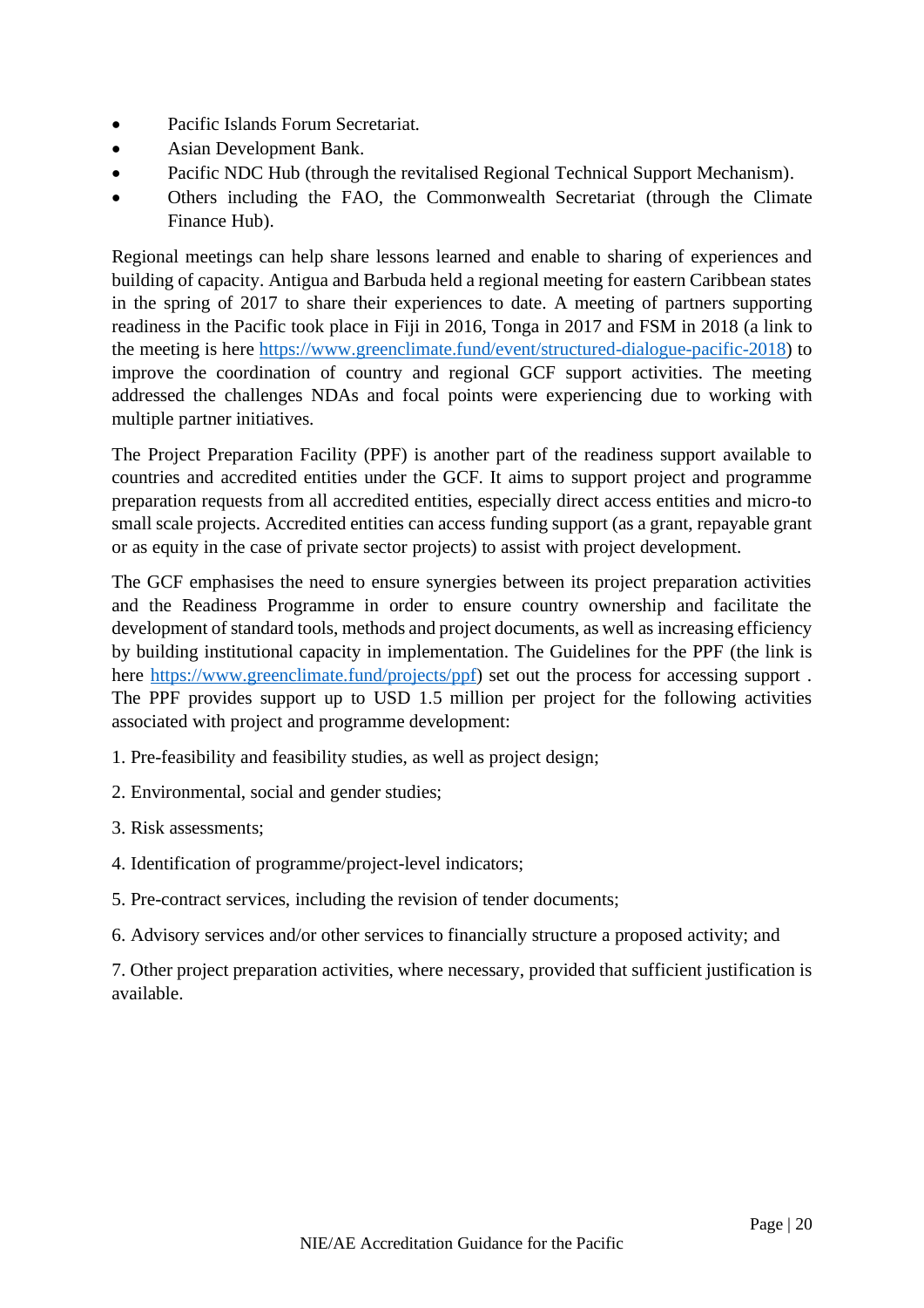- Pacific Islands Forum Secretariat.
- Asian Development Bank.
- Pacific NDC Hub (through the revitalised Regional Technical Support Mechanism).
- Others including the FAO, the Commonwealth Secretariat (through the Climate Finance Hub).

Regional meetings can help share lessons learned and enable to sharing of experiences and building of capacity. Antigua and Barbuda held a regional meeting for eastern Caribbean states in the spring of 2017 to share their experiences to date. A meeting of partners supporting readiness in the Pacific took place in Fiji in 2016, Tonga in 2017 and FSM in 2018 (a link to the meeting is here https://www.greenclimate.fund/event/structured-dialogue-pacific-2018) to improve the coordination of country and regional GCF support activities. The meeting addressed the challenges NDAs and focal points were experiencing due to working with multiple partner initiatives.

The Project Preparation Facility (PPF) is another part of the readiness support available to countries and accredited entities under the GCF. It aims to support project and programme preparation requests from all accredited entities, especially direct access entities and micro-to small scale projects. Accredited entities can access funding support (as a grant, repayable grant or as equity in the case of private sector projects) to assist with project development.

The GCF emphasises the need to ensure synergies between its project preparation activities and the Readiness Programme in order to ensure country ownership and facilitate the development of standard tools, methods and project documents, as well as increasing efficiency by building institutional capacity in implementation. The Guidelines for the PPF (the link is here https://www.greenclimate.fund/projects/ppf) set out the process for accessing support . The PPF provides support up to USD 1.5 million per project for the following activities associated with project and programme development:

1. Pre-feasibility and feasibility studies, as well as project design;
2. Environmental, social and gender studies;
3. Risk assessments;
4. Identification of programme/project-level indicators;
5. Pre-contract services, including the revision of tender documents;
6. Advisory services and/or other services to financially structure a proposed activity; and
7. Other project preparation activities, where necessary, provided that sufficient justification is available.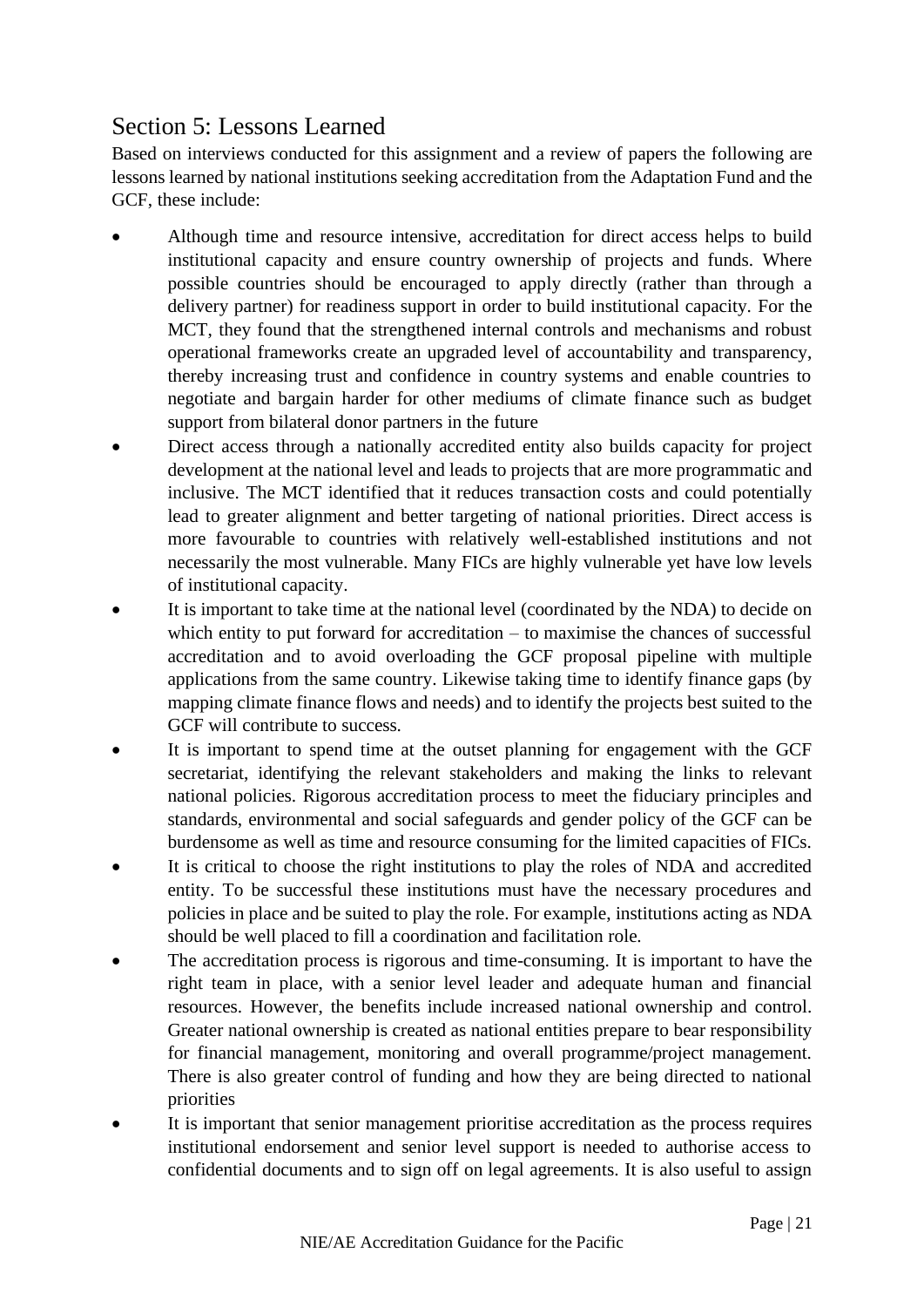## Section 5: Lessons Learned

Based on interviews conducted for this assignment and a review of papers the following are lessons learned by national institutions seeking accreditation from the Adaptation Fund and the GCF, these include:

- Although time and resource intensive, accreditation for direct access helps to build institutional capacity and ensure country ownership of projects and funds. Where possible countries should be encouraged to apply directly (rather than through a delivery partner) for readiness support in order to build institutional capacity. For the MCT, they found that the strengthened internal controls and mechanisms and robust operational frameworks create an upgraded level of accountability and transparency, thereby increasing trust and confidence in country systems and enable countries to negotiate and bargain harder for other mediums of climate finance such as budget support from bilateral donor partners in the future
- Direct access through a nationally accredited entity also builds capacity for project development at the national level and leads to projects that are more programmatic and inclusive. The MCT identified that it reduces transaction costs and could potentially lead to greater alignment and better targeting of national priorities. Direct access is more favourable to countries with relatively well-established institutions and not necessarily the most vulnerable. Many FICs are highly vulnerable yet have low levels of institutional capacity.
- It is important to take time at the national level (coordinated by the NDA) to decide on which entity to put forward for accreditation – to maximise the chances of successful accreditation and to avoid overloading the GCF proposal pipeline with multiple applications from the same country. Likewise taking time to identify finance gaps (by mapping climate finance flows and needs) and to identify the projects best suited to the GCF will contribute to success.
- It is important to spend time at the outset planning for engagement with the GCF secretariat, identifying the relevant stakeholders and making the links to relevant national policies. Rigorous accreditation process to meet the fiduciary principles and standards, environmental and social safeguards and gender policy of the GCF can be burdensome as well as time and resource consuming for the limited capacities of FICs.
- It is critical to choose the right institutions to play the roles of NDA and accredited entity. To be successful these institutions must have the necessary procedures and policies in place and be suited to play the role. For example, institutions acting as NDA should be well placed to fill a coordination and facilitation role.
- The accreditation process is rigorous and time-consuming. It is important to have the right team in place, with a senior level leader and adequate human and financial resources. However, the benefits include increased national ownership and control. Greater national ownership is created as national entities prepare to bear responsibility for financial management, monitoring and overall programme/project management. There is also greater control of funding and how they are being directed to national priorities
- It is important that senior management prioritise accreditation as the process requires institutional endorsement and senior level support is needed to authorise access to confidential documents and to sign off on legal agreements. It is also useful to assign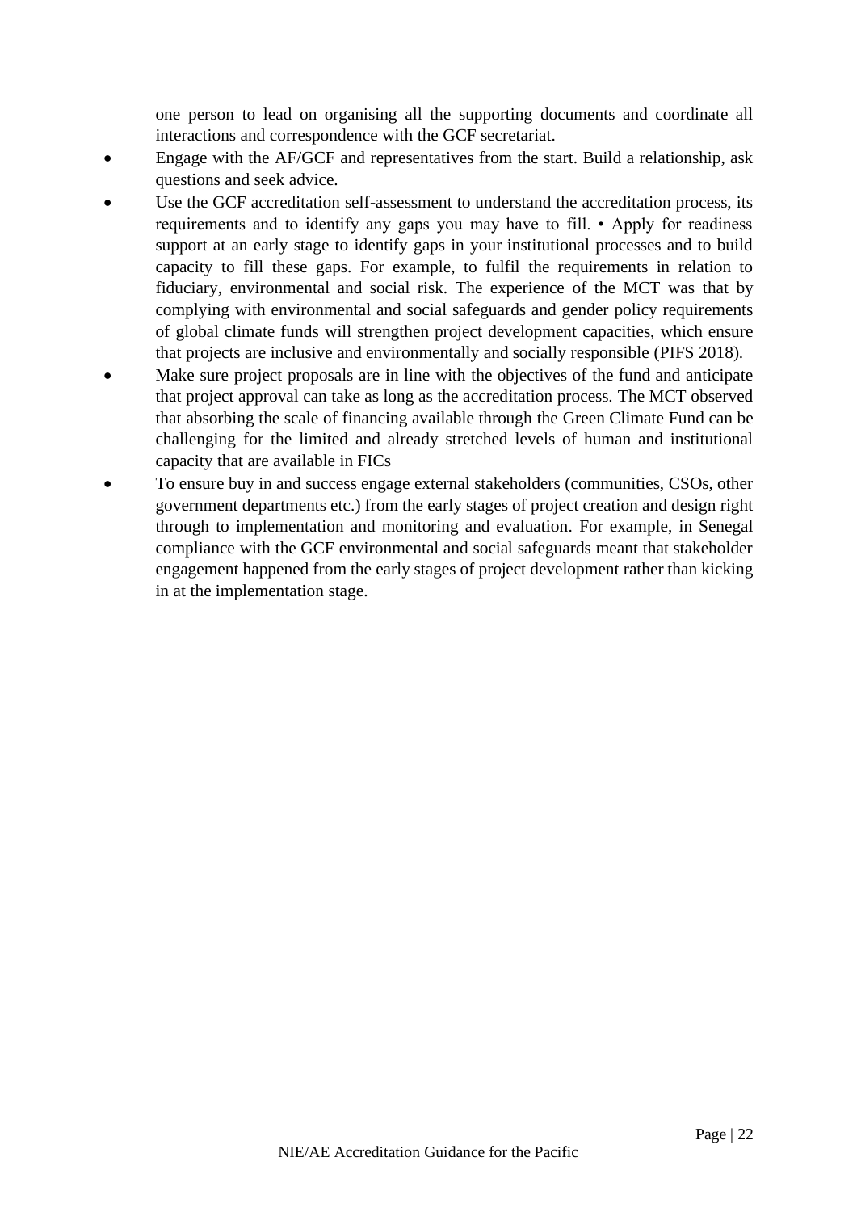one person to lead on organising all the supporting documents and coordinate all interactions and correspondence with the GCF secretariat.

- Engage with the AF/GCF and representatives from the start. Build a relationship, ask questions and seek advice.
- Use the GCF accreditation self-assessment to understand the accreditation process, its requirements and to identify any gaps you may have to fill. • Apply for readiness support at an early stage to identify gaps in your institutional processes and to build capacity to fill these gaps. For example, to fulfil the requirements in relation to fiduciary, environmental and social risk. The experience of the MCT was that by complying with environmental and social safeguards and gender policy requirements of global climate funds will strengthen project development capacities, which ensure that projects are inclusive and environmentally and socially responsible (PIFS 2018).
- Make sure project proposals are in line with the objectives of the fund and anticipate that project approval can take as long as the accreditation process. The MCT observed that absorbing the scale of financing available through the Green Climate Fund can be challenging for the limited and already stretched levels of human and institutional capacity that are available in FICs
- To ensure buy in and success engage external stakeholders (communities, CSOs, other government departments etc.) from the early stages of project creation and design right through to implementation and monitoring and evaluation. For example, in Senegal compliance with the GCF environmental and social safeguards meant that stakeholder engagement happened from the early stages of project development rather than kicking in at the implementation stage.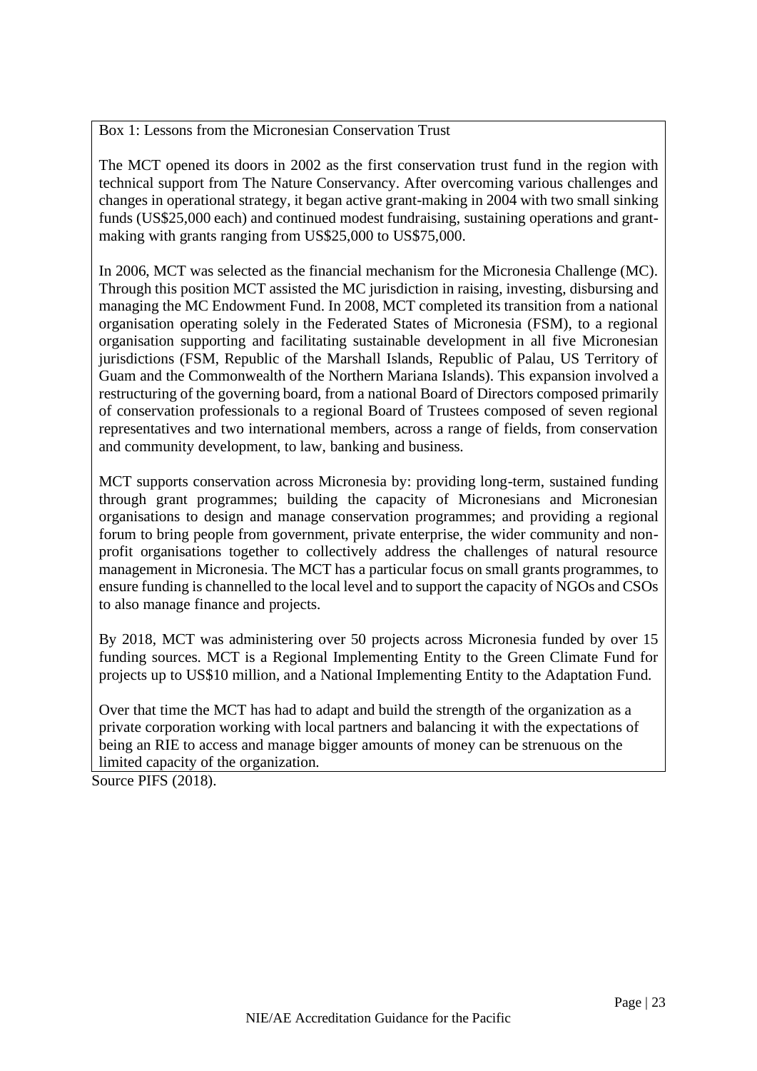Box 1: Lessons from the Micronesian Conservation Trust

The MCT opened its doors in 2002 as the first conservation trust fund in the region with technical support from The Nature Conservancy. After overcoming various challenges and changes in operational strategy, it began active grant-making in 2004 with two small sinking funds (US$25,000 each) and continued modest fundraising, sustaining operations and grant-making with grants ranging from US$25,000 to US$75,000.

In 2006, MCT was selected as the financial mechanism for the Micronesia Challenge (MC). Through this position MCT assisted the MC jurisdiction in raising, investing, disbursing and managing the MC Endowment Fund. In 2008, MCT completed its transition from a national organisation operating solely in the Federated States of Micronesia (FSM), to a regional organisation supporting and facilitating sustainable development in all five Micronesian jurisdictions (FSM, Republic of the Marshall Islands, Republic of Palau, US Territory of Guam and the Commonwealth of the Northern Mariana Islands). This expansion involved a restructuring of the governing board, from a national Board of Directors composed primarily of conservation professionals to a regional Board of Trustees composed of seven regional representatives and two international members, across a range of fields, from conservation and community development, to law, banking and business.

MCT supports conservation across Micronesia by: providing long-term, sustained funding through grant programmes; building the capacity of Micronesians and Micronesian organisations to design and manage conservation programmes; and providing a regional forum to bring people from government, private enterprise, the wider community and non-profit organisations together to collectively address the challenges of natural resource management in Micronesia. The MCT has a particular focus on small grants programmes, to ensure funding is channelled to the local level and to support the capacity of NGOs and CSOs to also manage finance and projects.

By 2018, MCT was administering over 50 projects across Micronesia funded by over 15 funding sources. MCT is a Regional Implementing Entity to the Green Climate Fund for projects up to US$10 million, and a National Implementing Entity to the Adaptation Fund.

Over that time the MCT has had to adapt and build the strength of the organization as a private corporation working with local partners and balancing it with the expectations of being an RIE to access and manage bigger amounts of money can be strenuous on the limited capacity of the organization.

Source PIFS (2018).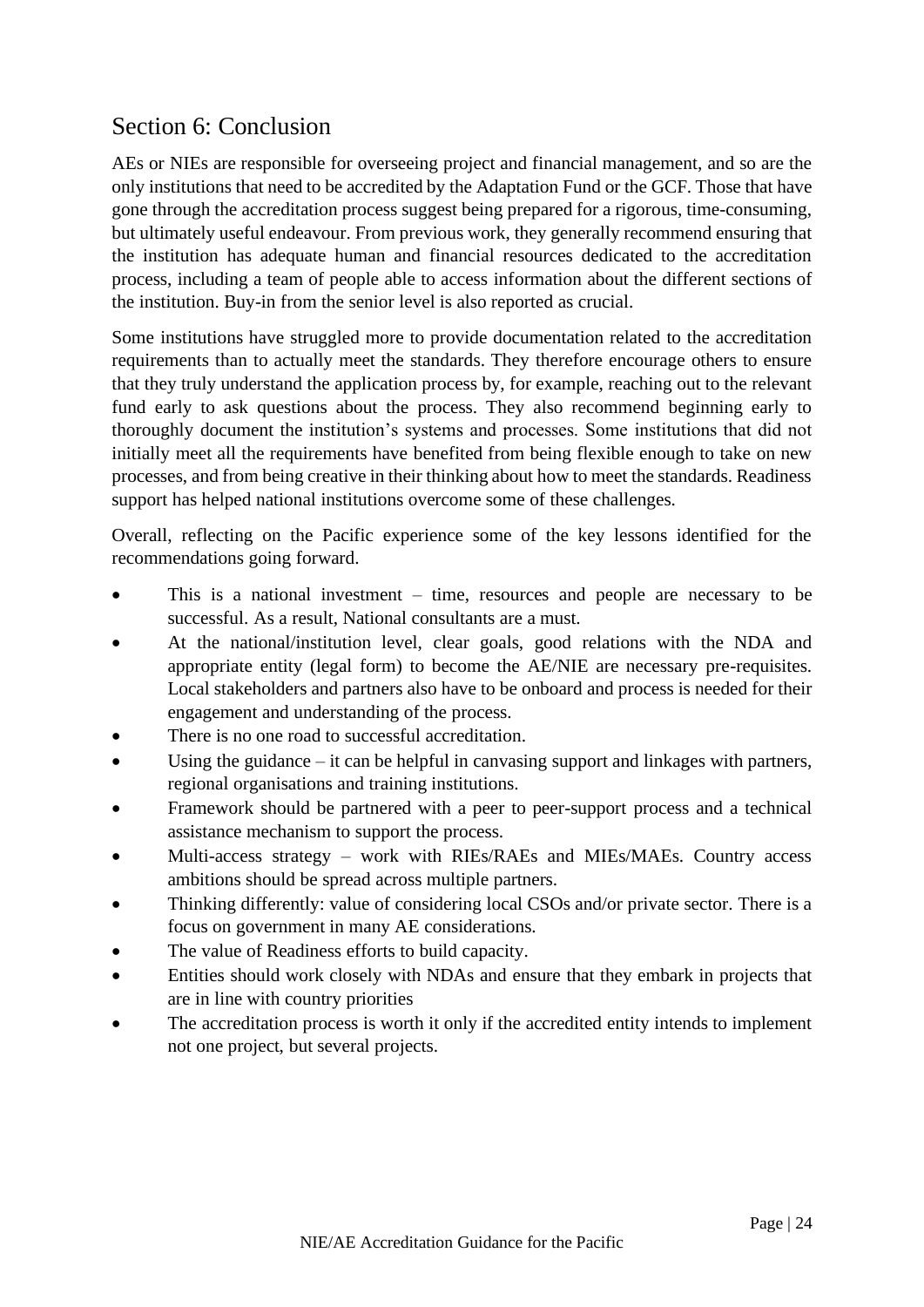## Section 6: Conclusion

AEs or NIEs are responsible for overseeing project and financial management, and so are the only institutions that need to be accredited by the Adaptation Fund or the GCF. Those that have gone through the accreditation process suggest being prepared for a rigorous, time-consuming, but ultimately useful endeavour. From previous work, they generally recommend ensuring that the institution has adequate human and financial resources dedicated to the accreditation process, including a team of people able to access information about the different sections of the institution. Buy-in from the senior level is also reported as crucial.

Some institutions have struggled more to provide documentation related to the accreditation requirements than to actually meet the standards. They therefore encourage others to ensure that they truly understand the application process by, for example, reaching out to the relevant fund early to ask questions about the process. They also recommend beginning early to thoroughly document the institution's systems and processes. Some institutions that did not initially meet all the requirements have benefited from being flexible enough to take on new processes, and from being creative in their thinking about how to meet the standards. Readiness support has helped national institutions overcome some of these challenges.

Overall, reflecting on the Pacific experience some of the key lessons identified for the recommendations going forward.

- This is a national investment – time, resources and people are necessary to be successful. As a result, National consultants are a must.
- At the national/institution level, clear goals, good relations with the NDA and appropriate entity (legal form) to become the AE/NIE are necessary pre-requisites. Local stakeholders and partners also have to be onboard and process is needed for their engagement and understanding of the process.
- There is no one road to successful accreditation.
- Using the guidance – it can be helpful in canvasing support and linkages with partners, regional organisations and training institutions.
- Framework should be partnered with a peer to peer-support process and a technical assistance mechanism to support the process.
- Multi-access strategy – work with RIEs/RAEs and MIEs/MAEs. Country access ambitions should be spread across multiple partners.
- Thinking differently: value of considering local CSOs and/or private sector. There is a focus on government in many AE considerations.
- The value of Readiness efforts to build capacity.
- Entities should work closely with NDAs and ensure that they embark in projects that are in line with country priorities
- The accreditation process is worth it only if the accredited entity intends to implement not one project, but several projects.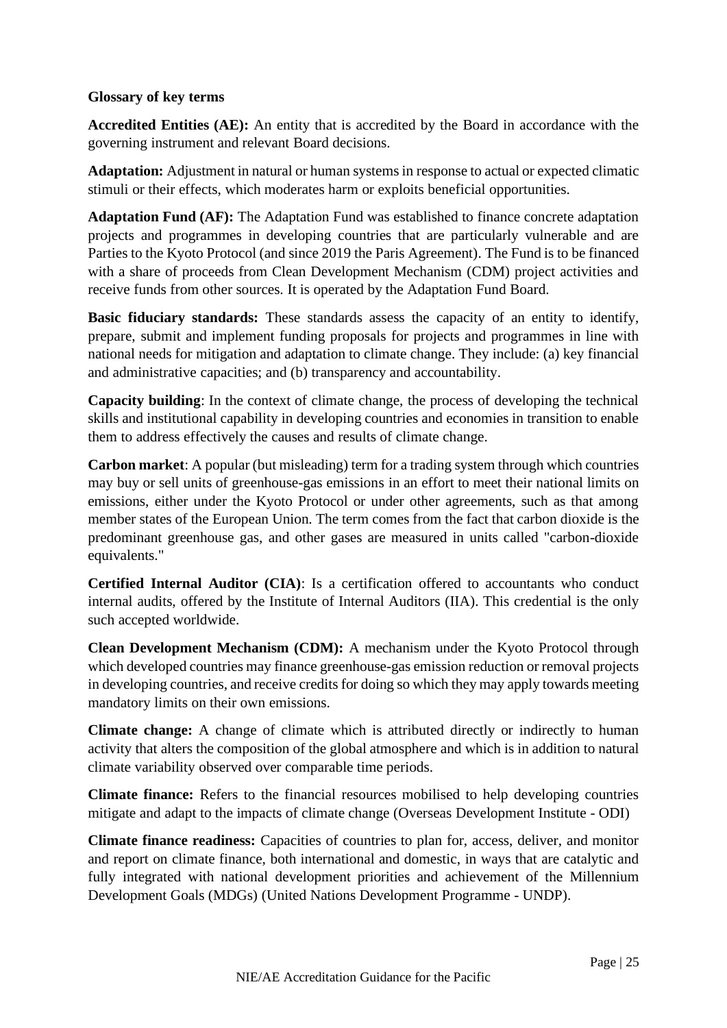**Glossary of key terms**

**Accredited Entities (AE):** An entity that is accredited by the Board in accordance with the governing instrument and relevant Board decisions.

**Adaptation:** Adjustment in natural or human systems in response to actual or expected climatic stimuli or their effects, which moderates harm or exploits beneficial opportunities.

**Adaptation Fund (AF):** The Adaptation Fund was established to finance concrete adaptation projects and programmes in developing countries that are particularly vulnerable and are Parties to the Kyoto Protocol (and since 2019 the Paris Agreement). The Fund is to be financed with a share of proceeds from Clean Development Mechanism (CDM) project activities and receive funds from other sources. It is operated by the Adaptation Fund Board.

**Basic fiduciary standards:** These standards assess the capacity of an entity to identify, prepare, submit and implement funding proposals for projects and programmes in line with national needs for mitigation and adaptation to climate change. They include: (a) key financial and administrative capacities; and (b) transparency and accountability.

**Capacity building**: In the context of climate change, the process of developing the technical skills and institutional capability in developing countries and economies in transition to enable them to address effectively the causes and results of climate change.

**Carbon market**: A popular (but misleading) term for a trading system through which countries may buy or sell units of greenhouse-gas emissions in an effort to meet their national limits on emissions, either under the Kyoto Protocol or under other agreements, such as that among member states of the European Union. The term comes from the fact that carbon dioxide is the predominant greenhouse gas, and other gases are measured in units called "carbon-dioxide equivalents."

**Certified Internal Auditor (CIA)**: Is a certification offered to accountants who conduct internal audits, offered by the Institute of Internal Auditors (IIA). This credential is the only such accepted worldwide.

**Clean Development Mechanism (CDM):** A mechanism under the Kyoto Protocol through which developed countries may finance greenhouse-gas emission reduction or removal projects in developing countries, and receive credits for doing so which they may apply towards meeting mandatory limits on their own emissions.

**Climate change:** A change of climate which is attributed directly or indirectly to human activity that alters the composition of the global atmosphere and which is in addition to natural climate variability observed over comparable time periods.

**Climate finance:** Refers to the financial resources mobilised to help developing countries mitigate and adapt to the impacts of climate change (Overseas Development Institute - ODI)

**Climate finance readiness:** Capacities of countries to plan for, access, deliver, and monitor and report on climate finance, both international and domestic, in ways that are catalytic and fully integrated with national development priorities and achievement of the Millennium Development Goals (MDGs) (United Nations Development Programme - UNDP).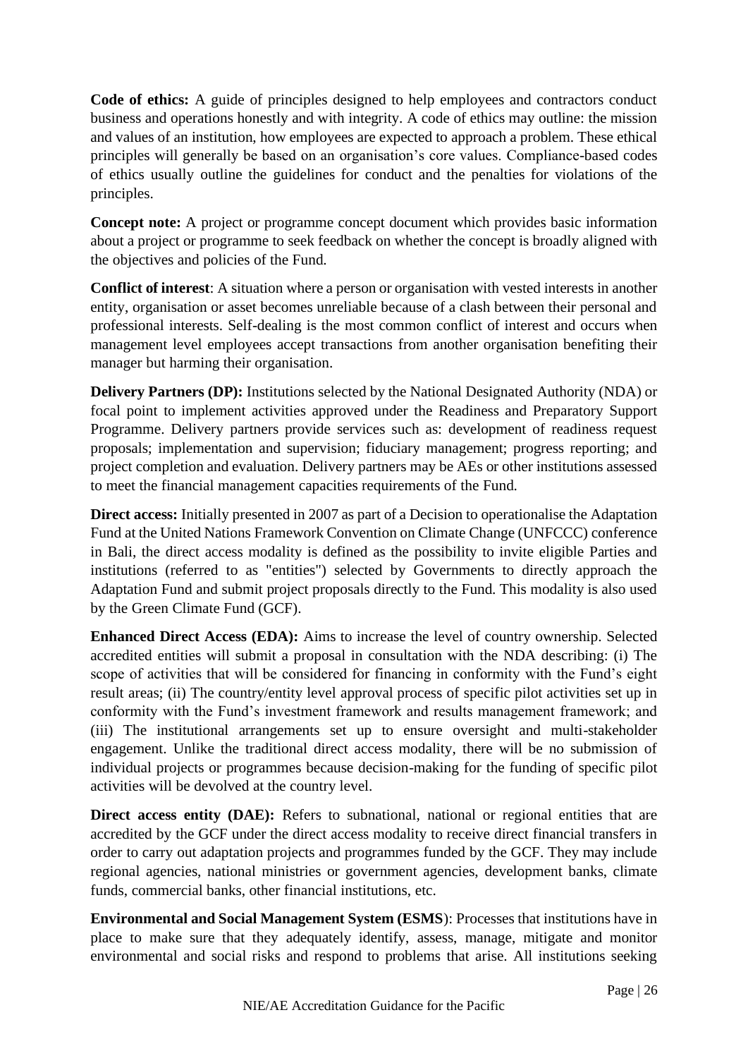**Code of ethics:** A guide of principles designed to help employees and contractors conduct business and operations honestly and with integrity. A code of ethics may outline: the mission and values of an institution, how employees are expected to approach a problem. These ethical principles will generally be based on an organisation's core values. Compliance-based codes of ethics usually outline the guidelines for conduct and the penalties for violations of the principles.

**Concept note:** A project or programme concept document which provides basic information about a project or programme to seek feedback on whether the concept is broadly aligned with the objectives and policies of the Fund.

**Conflict of interest**: A situation where a person or organisation with vested interests in another entity, organisation or asset becomes unreliable because of a clash between their personal and professional interests. Self-dealing is the most common conflict of interest and occurs when management level employees accept transactions from another organisation benefiting their manager but harming their organisation.

**Delivery Partners (DP):** Institutions selected by the National Designated Authority (NDA) or focal point to implement activities approved under the Readiness and Preparatory Support Programme. Delivery partners provide services such as: development of readiness request proposals; implementation and supervision; fiduciary management; progress reporting; and project completion and evaluation. Delivery partners may be AEs or other institutions assessed to meet the financial management capacities requirements of the Fund.

**Direct access:** Initially presented in 2007 as part of a Decision to operationalise the Adaptation Fund at the United Nations Framework Convention on Climate Change (UNFCCC) conference in Bali, the direct access modality is defined as the possibility to invite eligible Parties and institutions (referred to as "entities") selected by Governments to directly approach the Adaptation Fund and submit project proposals directly to the Fund. This modality is also used by the Green Climate Fund (GCF).

**Enhanced Direct Access (EDA):** Aims to increase the level of country ownership. Selected accredited entities will submit a proposal in consultation with the NDA describing: (i) The scope of activities that will be considered for financing in conformity with the Fund's eight result areas; (ii) The country/entity level approval process of specific pilot activities set up in conformity with the Fund's investment framework and results management framework; and (iii) The institutional arrangements set up to ensure oversight and multi-stakeholder engagement. Unlike the traditional direct access modality, there will be no submission of individual projects or programmes because decision-making for the funding of specific pilot activities will be devolved at the country level.

**Direct access entity (DAE):** Refers to subnational, national or regional entities that are accredited by the GCF under the direct access modality to receive direct financial transfers in order to carry out adaptation projects and programmes funded by the GCF. They may include regional agencies, national ministries or government agencies, development banks, climate funds, commercial banks, other financial institutions, etc.

**Environmental and Social Management System (ESMS**): Processes that institutions have in place to make sure that they adequately identify, assess, manage, mitigate and monitor environmental and social risks and respond to problems that arise. All institutions seeking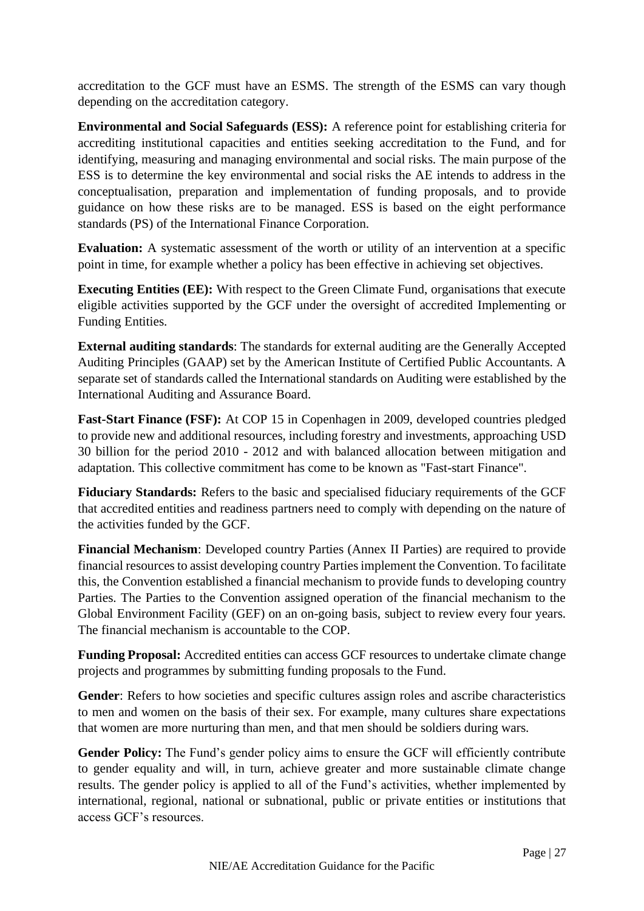accreditation to the GCF must have an ESMS. The strength of the ESMS can vary though depending on the accreditation category.

**Environmental and Social Safeguards (ESS):** A reference point for establishing criteria for accrediting institutional capacities and entities seeking accreditation to the Fund, and for identifying, measuring and managing environmental and social risks. The main purpose of the ESS is to determine the key environmental and social risks the AE intends to address in the conceptualisation, preparation and implementation of funding proposals, and to provide guidance on how these risks are to be managed. ESS is based on the eight performance standards (PS) of the International Finance Corporation.

**Evaluation:** A systematic assessment of the worth or utility of an intervention at a specific point in time, for example whether a policy has been effective in achieving set objectives.

**Executing Entities (EE):** With respect to the Green Climate Fund, organisations that execute eligible activities supported by the GCF under the oversight of accredited Implementing or Funding Entities.

**External auditing standards**: The standards for external auditing are the Generally Accepted Auditing Principles (GAAP) set by the American Institute of Certified Public Accountants. A separate set of standards called the International standards on Auditing were established by the International Auditing and Assurance Board.

**Fast-Start Finance (FSF):** At COP 15 in Copenhagen in 2009, developed countries pledged to provide new and additional resources, including forestry and investments, approaching USD 30 billion for the period 2010 - 2012 and with balanced allocation between mitigation and adaptation. This collective commitment has come to be known as "Fast-start Finance".

**Fiduciary Standards:** Refers to the basic and specialised fiduciary requirements of the GCF that accredited entities and readiness partners need to comply with depending on the nature of the activities funded by the GCF.

**Financial Mechanism**: Developed country Parties (Annex II Parties) are required to provide financial resources to assist developing country Parties implement the Convention. To facilitate this, the Convention established a financial mechanism to provide funds to developing country Parties. The Parties to the Convention assigned operation of the financial mechanism to the Global Environment Facility (GEF) on an on-going basis, subject to review every four years. The financial mechanism is accountable to the COP.

**Funding Proposal:** Accredited entities can access GCF resources to undertake climate change projects and programmes by submitting funding proposals to the Fund.

**Gender**: Refers to how societies and specific cultures assign roles and ascribe characteristics to men and women on the basis of their sex. For example, many cultures share expectations that women are more nurturing than men, and that men should be soldiers during wars.

**Gender Policy:** The Fund's gender policy aims to ensure the GCF will efficiently contribute to gender equality and will, in turn, achieve greater and more sustainable climate change results. The gender policy is applied to all of the Fund's activities, whether implemented by international, regional, national or subnational, public or private entities or institutions that access GCF's resources.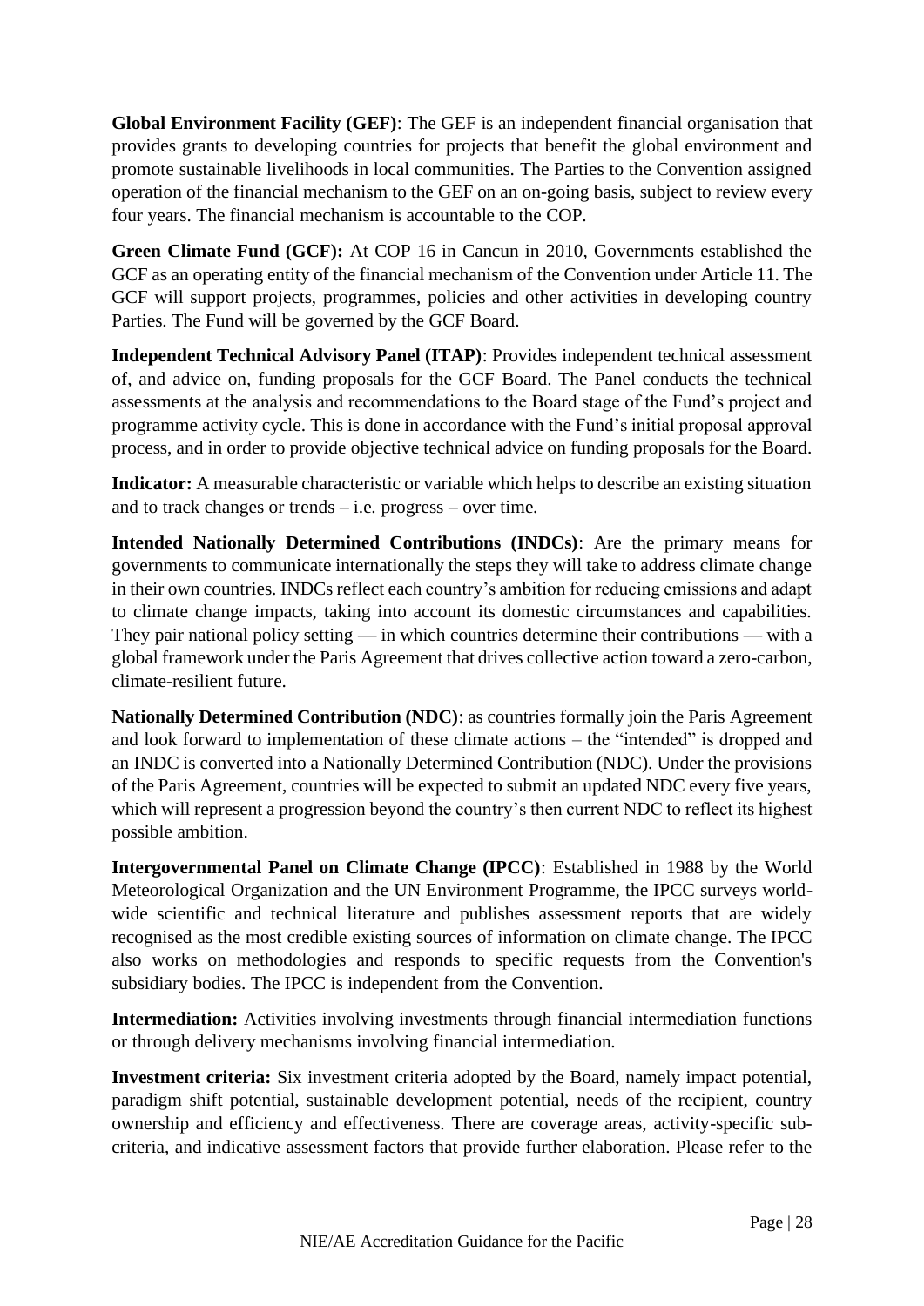**Global Environment Facility (GEF)**: The GEF is an independent financial organisation that provides grants to developing countries for projects that benefit the global environment and promote sustainable livelihoods in local communities. The Parties to the Convention assigned operation of the financial mechanism to the GEF on an on-going basis, subject to review every four years. The financial mechanism is accountable to the COP.

**Green Climate Fund (GCF):** At COP 16 in Cancun in 2010, Governments established the GCF as an operating entity of the financial mechanism of the Convention under Article 11. The GCF will support projects, programmes, policies and other activities in developing country Parties. The Fund will be governed by the GCF Board.

**Independent Technical Advisory Panel (ITAP)**: Provides independent technical assessment of, and advice on, funding proposals for the GCF Board. The Panel conducts the technical assessments at the analysis and recommendations to the Board stage of the Fund's project and programme activity cycle. This is done in accordance with the Fund's initial proposal approval process, and in order to provide objective technical advice on funding proposals for the Board.

**Indicator:** A measurable characteristic or variable which helps to describe an existing situation and to track changes or trends – i.e. progress – over time.

**Intended Nationally Determined Contributions (INDCs)**: Are the primary means for governments to communicate internationally the steps they will take to address climate change in their own countries. INDCs reflect each country's ambition for reducing emissions and adapt to climate change impacts, taking into account its domestic circumstances and capabilities. They pair national policy setting — in which countries determine their contributions — with a global framework under the Paris Agreement that drives collective action toward a zero-carbon, climate-resilient future.

**Nationally Determined Contribution (NDC)**: as countries formally join the Paris Agreement and look forward to implementation of these climate actions – the "intended" is dropped and an INDC is converted into a Nationally Determined Contribution (NDC). Under the provisions of the Paris Agreement, countries will be expected to submit an updated NDC every five years, which will represent a progression beyond the country's then current NDC to reflect its highest possible ambition.

**Intergovernmental Panel on Climate Change (IPCC)**: Established in 1988 by the World Meteorological Organization and the UN Environment Programme, the IPCC surveys world-wide scientific and technical literature and publishes assessment reports that are widely recognised as the most credible existing sources of information on climate change. The IPCC also works on methodologies and responds to specific requests from the Convention's subsidiary bodies. The IPCC is independent from the Convention.

**Intermediation:** Activities involving investments through financial intermediation functions or through delivery mechanisms involving financial intermediation.

**Investment criteria:** Six investment criteria adopted by the Board, namely impact potential, paradigm shift potential, sustainable development potential, needs of the recipient, country ownership and efficiency and effectiveness. There are coverage areas, activity-specific sub-criteria, and indicative assessment factors that provide further elaboration. Please refer to the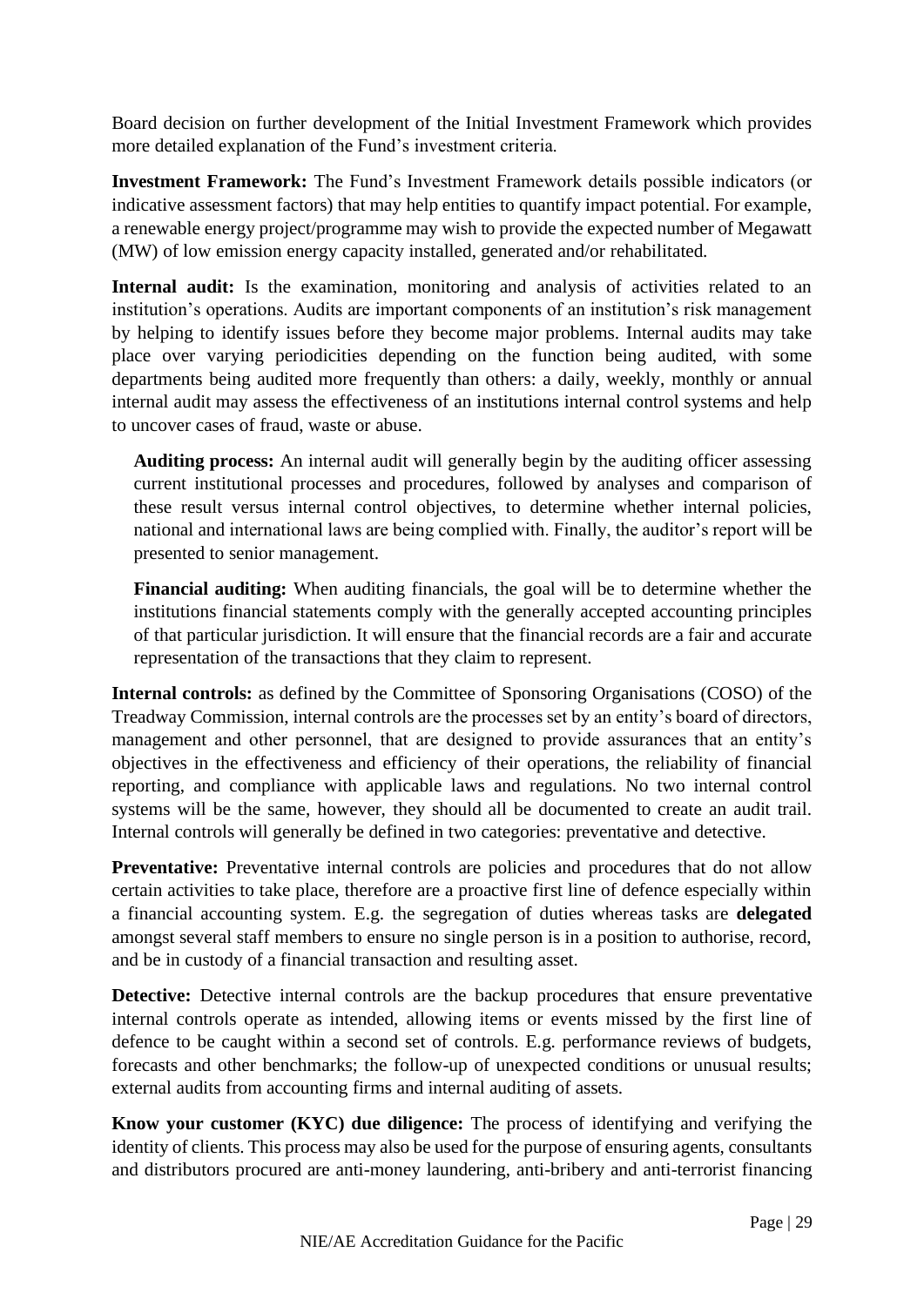Board decision on further development of the Initial Investment Framework which provides more detailed explanation of the Fund's investment criteria.

**Investment Framework:** The Fund's Investment Framework details possible indicators (or indicative assessment factors) that may help entities to quantify impact potential. For example, a renewable energy project/programme may wish to provide the expected number of Megawatt (MW) of low emission energy capacity installed, generated and/or rehabilitated.

**Internal audit:** Is the examination, monitoring and analysis of activities related to an institution's operations. Audits are important components of an institution's risk management by helping to identify issues before they become major problems. Internal audits may take place over varying periodicities depending on the function being audited, with some departments being audited more frequently than others: a daily, weekly, monthly or annual internal audit may assess the effectiveness of an institutions internal control systems and help to uncover cases of fraud, waste or abuse.

> **Auditing process:** An internal audit will generally begin by the auditing officer assessing current institutional processes and procedures, followed by analyses and comparison of these result versus internal control objectives, to determine whether internal policies, national and international laws are being complied with. Finally, the auditor's report will be presented to senior management.
>
> **Financial auditing:** When auditing financials, the goal will be to determine whether the institutions financial statements comply with the generally accepted accounting principles of that particular jurisdiction. It will ensure that the financial records are a fair and accurate representation of the transactions that they claim to represent.

**Internal controls:** as defined by the Committee of Sponsoring Organisations (COSO) of the Treadway Commission, internal controls are the processes set by an entity's board of directors, management and other personnel, that are designed to provide assurances that an entity's objectives in the effectiveness and efficiency of their operations, the reliability of financial reporting, and compliance with applicable laws and regulations. No two internal control systems will be the same, however, they should all be documented to create an audit trail. Internal controls will generally be defined in two categories: preventative and detective.

**Preventative:** Preventative internal controls are policies and procedures that do not allow certain activities to take place, therefore are a proactive first line of defence especially within a financial accounting system. E.g. the segregation of duties whereas tasks are **delegated** amongst several staff members to ensure no single person is in a position to authorise, record, and be in custody of a financial transaction and resulting asset.

**Detective:** Detective internal controls are the backup procedures that ensure preventative internal controls operate as intended, allowing items or events missed by the first line of defence to be caught within a second set of controls. E.g. performance reviews of budgets, forecasts and other benchmarks; the follow-up of unexpected conditions or unusual results; external audits from accounting firms and internal auditing of assets.

**Know your customer (KYC) due diligence:** The process of identifying and verifying the identity of clients. This process may also be used for the purpose of ensuring agents, consultants and distributors procured are anti-money laundering, anti-bribery and anti-terrorist financing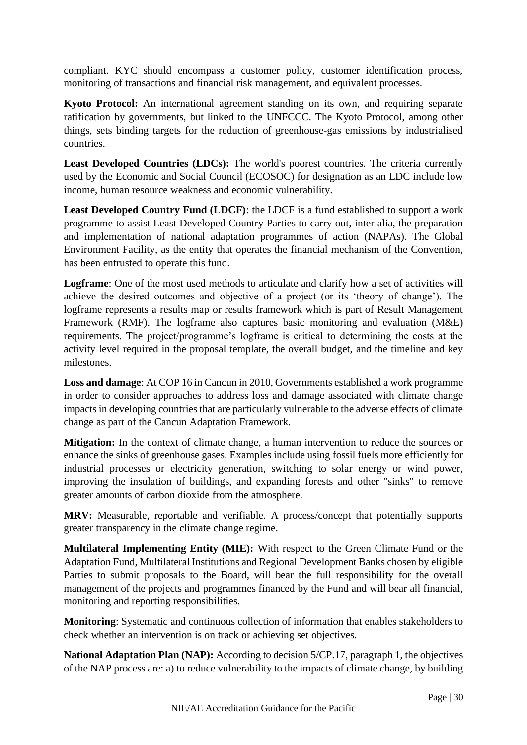compliant. KYC should encompass a customer policy, customer identification process, monitoring of transactions and financial risk management, and equivalent processes.

**Kyoto Protocol:** An international agreement standing on its own, and requiring separate ratification by governments, but linked to the UNFCCC. The Kyoto Protocol, among other things, sets binding targets for the reduction of greenhouse-gas emissions by industrialised countries.

**Least Developed Countries (LDCs):** The world's poorest countries. The criteria currently used by the Economic and Social Council (ECOSOC) for designation as an LDC include low income, human resource weakness and economic vulnerability.

**Least Developed Country Fund (LDCF)**: the LDCF is a fund established to support a work programme to assist Least Developed Country Parties to carry out, inter alia, the preparation and implementation of national adaptation programmes of action (NAPAs). The Global Environment Facility, as the entity that operates the financial mechanism of the Convention, has been entrusted to operate this fund.

**Logframe**: One of the most used methods to articulate and clarify how a set of activities will achieve the desired outcomes and objective of a project (or its 'theory of change'). The logframe represents a results map or results framework which is part of Result Management Framework (RMF). The logframe also captures basic monitoring and evaluation (M&E) requirements. The project/programme's logframe is critical to determining the costs at the activity level required in the proposal template, the overall budget, and the timeline and key milestones.

**Loss and damage**: At COP 16 in Cancun in 2010, Governments established a work programme in order to consider approaches to address loss and damage associated with climate change impacts in developing countries that are particularly vulnerable to the adverse effects of climate change as part of the Cancun Adaptation Framework.

**Mitigation:** In the context of climate change, a human intervention to reduce the sources or enhance the sinks of greenhouse gases. Examples include using fossil fuels more efficiently for industrial processes or electricity generation, switching to solar energy or wind power, improving the insulation of buildings, and expanding forests and other "sinks" to remove greater amounts of carbon dioxide from the atmosphere.

**MRV:** Measurable, reportable and verifiable. A process/concept that potentially supports greater transparency in the climate change regime.

**Multilateral Implementing Entity (MIE):** With respect to the Green Climate Fund or the Adaptation Fund, Multilateral Institutions and Regional Development Banks chosen by eligible Parties to submit proposals to the Board, will bear the full responsibility for the overall management of the projects and programmes financed by the Fund and will bear all financial, monitoring and reporting responsibilities.

**Monitoring**: Systematic and continuous collection of information that enables stakeholders to check whether an intervention is on track or achieving set objectives.

**National Adaptation Plan (NAP):** According to decision 5/CP.17, paragraph 1, the objectives of the NAP process are: a) to reduce vulnerability to the impacts of climate change, by building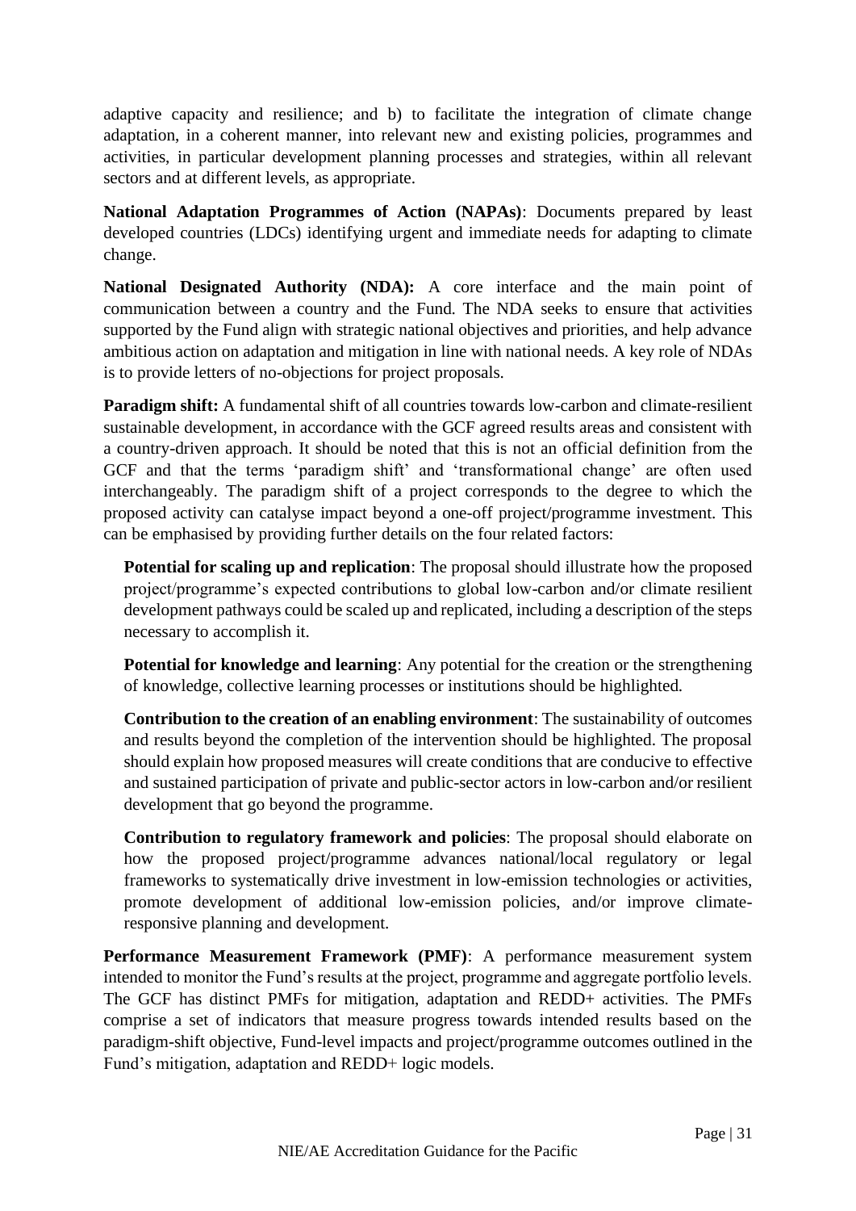adaptive capacity and resilience; and b) to facilitate the integration of climate change adaptation, in a coherent manner, into relevant new and existing policies, programmes and activities, in particular development planning processes and strategies, within all relevant sectors and at different levels, as appropriate.

**National Adaptation Programmes of Action (NAPAs)**: Documents prepared by least developed countries (LDCs) identifying urgent and immediate needs for adapting to climate change.

**National Designated Authority (NDA):** A core interface and the main point of communication between a country and the Fund. The NDA seeks to ensure that activities supported by the Fund align with strategic national objectives and priorities, and help advance ambitious action on adaptation and mitigation in line with national needs. A key role of NDAs is to provide letters of no-objections for project proposals.

**Paradigm shift:** A fundamental shift of all countries towards low-carbon and climate-resilient sustainable development, in accordance with the GCF agreed results areas and consistent with a country-driven approach. It should be noted that this is not an official definition from the GCF and that the terms 'paradigm shift' and 'transformational change' are often used interchangeably. The paradigm shift of a project corresponds to the degree to which the proposed activity can catalyse impact beyond a one-off project/programme investment. This can be emphasised by providing further details on the four related factors:

> **Potential for scaling up and replication**: The proposal should illustrate how the proposed project/programme's expected contributions to global low-carbon and/or climate resilient development pathways could be scaled up and replicated, including a description of the steps necessary to accomplish it.
>
> **Potential for knowledge and learning**: Any potential for the creation or the strengthening of knowledge, collective learning processes or institutions should be highlighted.
>
> **Contribution to the creation of an enabling environment**: The sustainability of outcomes and results beyond the completion of the intervention should be highlighted. The proposal should explain how proposed measures will create conditions that are conducive to effective and sustained participation of private and public-sector actors in low-carbon and/or resilient development that go beyond the programme.
>
> **Contribution to regulatory framework and policies**: The proposal should elaborate on how the proposed project/programme advances national/local regulatory or legal frameworks to systematically drive investment in low-emission technologies or activities, promote development of additional low-emission policies, and/or improve climate-responsive planning and development.

**Performance Measurement Framework (PMF)**: A performance measurement system intended to monitor the Fund's results at the project, programme and aggregate portfolio levels. The GCF has distinct PMFs for mitigation, adaptation and REDD+ activities. The PMFs comprise a set of indicators that measure progress towards intended results based on the paradigm-shift objective, Fund-level impacts and project/programme outcomes outlined in the Fund's mitigation, adaptation and REDD+ logic models.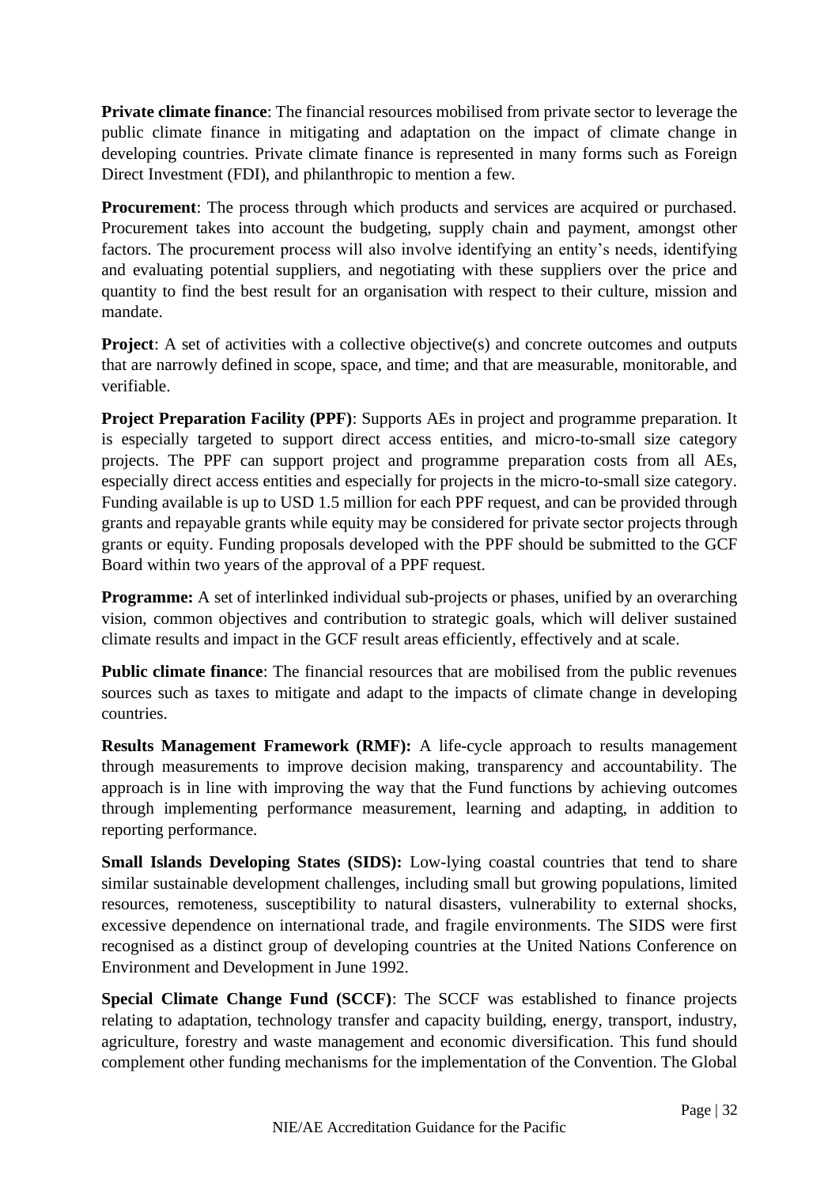**Private climate finance**: The financial resources mobilised from private sector to leverage the public climate finance in mitigating and adaptation on the impact of climate change in developing countries. Private climate finance is represented in many forms such as Foreign Direct Investment (FDI), and philanthropic to mention a few.

**Procurement**: The process through which products and services are acquired or purchased. Procurement takes into account the budgeting, supply chain and payment, amongst other factors. The procurement process will also involve identifying an entity's needs, identifying and evaluating potential suppliers, and negotiating with these suppliers over the price and quantity to find the best result for an organisation with respect to their culture, mission and mandate.

**Project**: A set of activities with a collective objective(s) and concrete outcomes and outputs that are narrowly defined in scope, space, and time; and that are measurable, monitorable, and verifiable.

**Project Preparation Facility (PPF)**: Supports AEs in project and programme preparation. It is especially targeted to support direct access entities, and micro-to-small size category projects. The PPF can support project and programme preparation costs from all AEs, especially direct access entities and especially for projects in the micro-to-small size category. Funding available is up to USD 1.5 million for each PPF request, and can be provided through grants and repayable grants while equity may be considered for private sector projects through grants or equity. Funding proposals developed with the PPF should be submitted to the GCF Board within two years of the approval of a PPF request.

**Programme:** A set of interlinked individual sub-projects or phases, unified by an overarching vision, common objectives and contribution to strategic goals, which will deliver sustained climate results and impact in the GCF result areas efficiently, effectively and at scale.

**Public climate finance**: The financial resources that are mobilised from the public revenues sources such as taxes to mitigate and adapt to the impacts of climate change in developing countries.

**Results Management Framework (RMF):** A life-cycle approach to results management through measurements to improve decision making, transparency and accountability. The approach is in line with improving the way that the Fund functions by achieving outcomes through implementing performance measurement, learning and adapting, in addition to reporting performance.

**Small Islands Developing States (SIDS):** Low-lying coastal countries that tend to share similar sustainable development challenges, including small but growing populations, limited resources, remoteness, susceptibility to natural disasters, vulnerability to external shocks, excessive dependence on international trade, and fragile environments. The SIDS were first recognised as a distinct group of developing countries at the United Nations Conference on Environment and Development in June 1992.

**Special Climate Change Fund (SCCF)**: The SCCF was established to finance projects relating to adaptation, technology transfer and capacity building, energy, transport, industry, agriculture, forestry and waste management and economic diversification. This fund should complement other funding mechanisms for the implementation of the Convention. The Global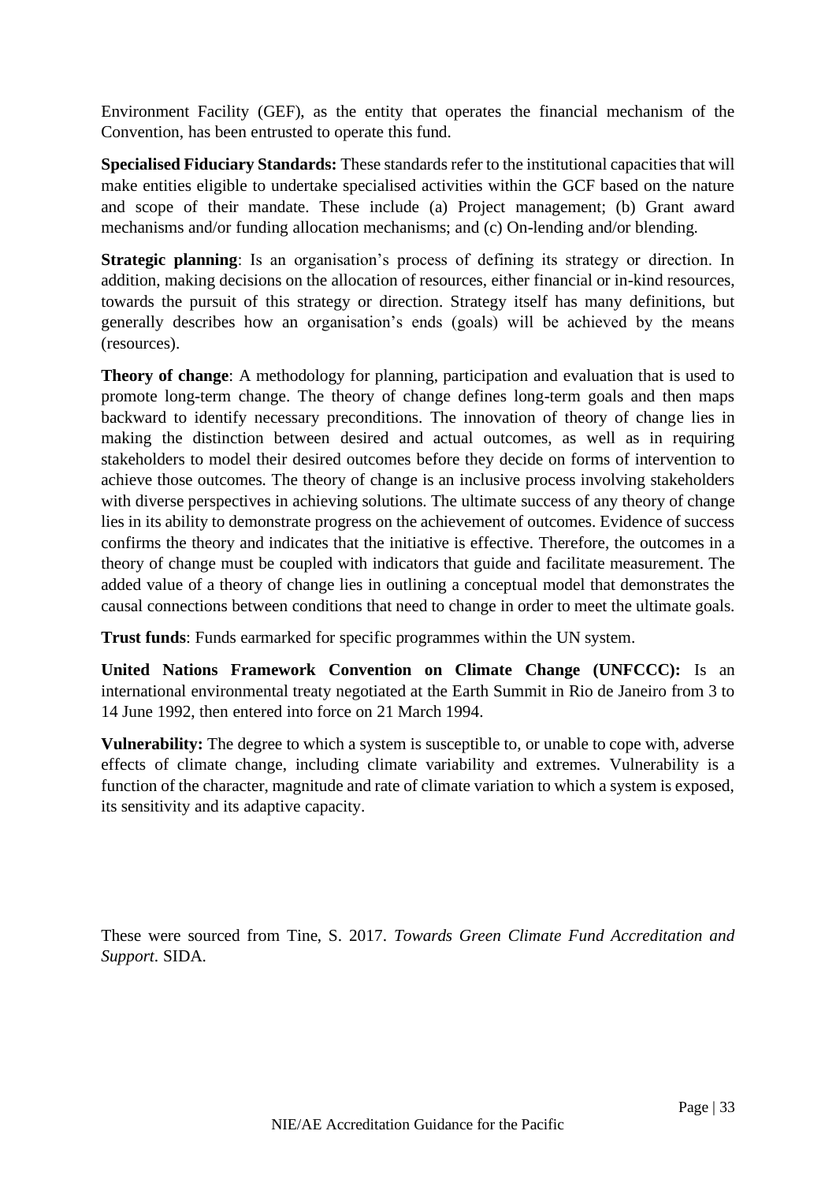Environment Facility (GEF), as the entity that operates the financial mechanism of the Convention, has been entrusted to operate this fund.

**Specialised Fiduciary Standards:** These standards refer to the institutional capacities that will make entities eligible to undertake specialised activities within the GCF based on the nature and scope of their mandate. These include (a) Project management; (b) Grant award mechanisms and/or funding allocation mechanisms; and (c) On-lending and/or blending.

**Strategic planning**: Is an organisation's process of defining its strategy or direction. In addition, making decisions on the allocation of resources, either financial or in-kind resources, towards the pursuit of this strategy or direction. Strategy itself has many definitions, but generally describes how an organisation's ends (goals) will be achieved by the means (resources).

**Theory of change**: A methodology for planning, participation and evaluation that is used to promote long-term change. The theory of change defines long-term goals and then maps backward to identify necessary preconditions. The innovation of theory of change lies in making the distinction between desired and actual outcomes, as well as in requiring stakeholders to model their desired outcomes before they decide on forms of intervention to achieve those outcomes. The theory of change is an inclusive process involving stakeholders with diverse perspectives in achieving solutions. The ultimate success of any theory of change lies in its ability to demonstrate progress on the achievement of outcomes. Evidence of success confirms the theory and indicates that the initiative is effective. Therefore, the outcomes in a theory of change must be coupled with indicators that guide and facilitate measurement. The added value of a theory of change lies in outlining a conceptual model that demonstrates the causal connections between conditions that need to change in order to meet the ultimate goals.

**Trust funds**: Funds earmarked for specific programmes within the UN system.

**United Nations Framework Convention on Climate Change (UNFCCC):** Is an international environmental treaty negotiated at the Earth Summit in Rio de Janeiro from 3 to 14 June 1992, then entered into force on 21 March 1994.

**Vulnerability:** The degree to which a system is susceptible to, or unable to cope with, adverse effects of climate change, including climate variability and extremes. Vulnerability is a function of the character, magnitude and rate of climate variation to which a system is exposed, its sensitivity and its adaptive capacity.

These were sourced from Tine, S. 2017. *Towards Green Climate Fund Accreditation and Support*. SIDA.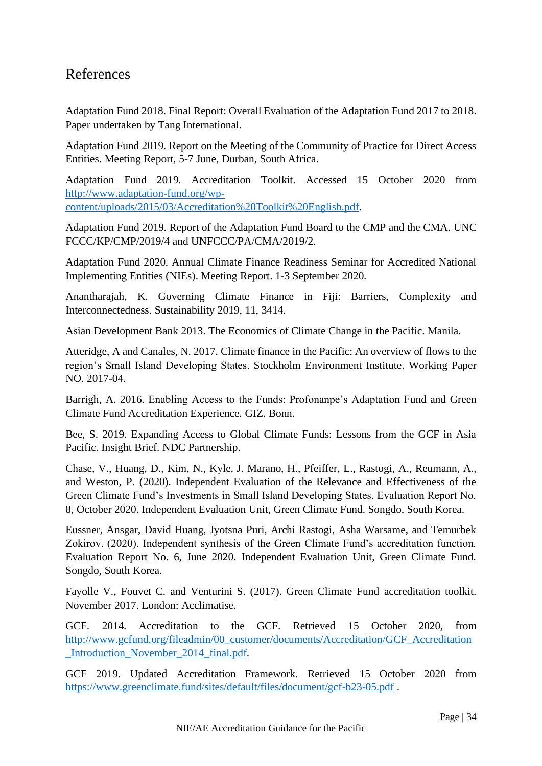# References

Adaptation Fund 2018. Final Report: Overall Evaluation of the Adaptation Fund 2017 to 2018. Paper undertaken by Tang International.

Adaptation Fund 2019. Report on the Meeting of the Community of Practice for Direct Access Entities. Meeting Report, 5-7 June, Durban, South Africa.

Adaptation Fund 2019. Accreditation Toolkit. Accessed 15 October 2020 from http://www.adaptation-fund.org/wp-content/uploads/2015/03/Accreditation%20Toolkit%20English.pdf.

Adaptation Fund 2019. Report of the Adaptation Fund Board to the CMP and the CMA. UNC FCCC/KP/CMP/2019/4 and UNFCCC/PA/CMA/2019/2.

Adaptation Fund 2020. Annual Climate Finance Readiness Seminar for Accredited National Implementing Entities (NIEs). Meeting Report. 1-3 September 2020.

Anantharajah, K. Governing Climate Finance in Fiji: Barriers, Complexity and Interconnectedness. Sustainability 2019, 11, 3414.

Asian Development Bank 2013. The Economics of Climate Change in the Pacific. Manila.

Atteridge, A and Canales, N. 2017. Climate finance in the Pacific: An overview of flows to the region's Small Island Developing States. Stockholm Environment Institute. Working Paper NO. 2017-04.

Barrigh, A. 2016. Enabling Access to the Funds: Profonanpe's Adaptation Fund and Green Climate Fund Accreditation Experience. GIZ. Bonn.

Bee, S. 2019. Expanding Access to Global Climate Funds: Lessons from the GCF in Asia Pacific. Insight Brief. NDC Partnership.

Chase, V., Huang, D., Kim, N., Kyle, J. Marano, H., Pfeiffer, L., Rastogi, A., Reumann, A., and Weston, P. (2020). Independent Evaluation of the Relevance and Effectiveness of the Green Climate Fund's Investments in Small Island Developing States. Evaluation Report No. 8, October 2020. Independent Evaluation Unit, Green Climate Fund. Songdo, South Korea.

Eussner, Ansgar, David Huang, Jyotsna Puri, Archi Rastogi, Asha Warsame, and Temurbek Zokirov. (2020). Independent synthesis of the Green Climate Fund's accreditation function. Evaluation Report No. 6, June 2020. Independent Evaluation Unit, Green Climate Fund. Songdo, South Korea.

Fayolle V., Fouvet C. and Venturini S. (2017). Green Climate Fund accreditation toolkit. November 2017. London: Acclimatise.

GCF. 2014. Accreditation to the GCF. Retrieved 15 October 2020, from http://www.gcfund.org/fileadmin/00_customer/documents/Accreditation/GCF_Accreditation_Introduction_November_2014_final.pdf.

GCF 2019. Updated Accreditation Framework. Retrieved 15 October 2020 from https://www.greenclimate.fund/sites/default/files/document/gcf-b23-05.pdf .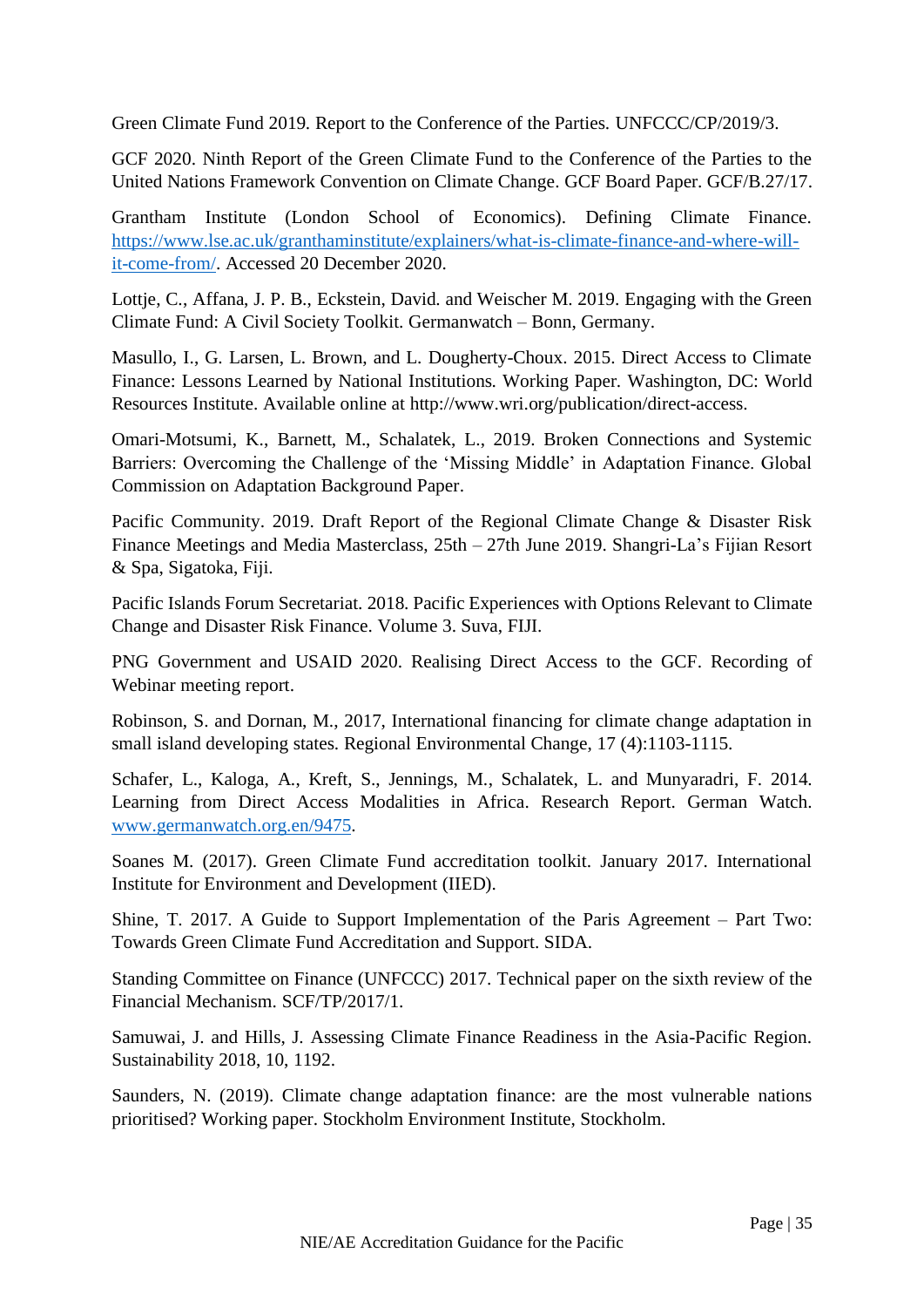Green Climate Fund 2019. Report to the Conference of the Parties. UNFCCC/CP/2019/3.

GCF 2020. Ninth Report of the Green Climate Fund to the Conference of the Parties to the United Nations Framework Convention on Climate Change. GCF Board Paper. GCF/B.27/17.

Grantham Institute (London School of Economics). Defining Climate Finance. [https://www.lse.ac.uk/granthaminstitute/explainers/what-is-climate-finance-and-where-will-it-come-from/](https://www.lse.ac.uk/granthaminstitute/explainers/what-is-climate-finance-and-where-will-it-come-from/). Accessed 20 December 2020.

Lottje, C., Affana, J. P. B., Eckstein, David. and Weischer M. 2019. Engaging with the Green Climate Fund: A Civil Society Toolkit. Germanwatch – Bonn, Germany.

Masullo, I., G. Larsen, L. Brown, and L. Dougherty-Choux. 2015. Direct Access to Climate Finance: Lessons Learned by National Institutions. Working Paper. Washington, DC: World Resources Institute. Available online at http://www.wri.org/publication/direct-access.

Omari-Motsumi, K., Barnett, M., Schalatek, L., 2019. Broken Connections and Systemic Barriers: Overcoming the Challenge of the 'Missing Middle' in Adaptation Finance. Global Commission on Adaptation Background Paper.

Pacific Community. 2019. Draft Report of the Regional Climate Change & Disaster Risk Finance Meetings and Media Masterclass, 25th – 27th June 2019. Shangri-La's Fijian Resort & Spa, Sigatoka, Fiji.

Pacific Islands Forum Secretariat. 2018. Pacific Experiences with Options Relevant to Climate Change and Disaster Risk Finance. Volume 3. Suva, FIJI.

PNG Government and USAID 2020. Realising Direct Access to the GCF. Recording of Webinar meeting report.

Robinson, S. and Dornan, M., 2017, International financing for climate change adaptation in small island developing states. Regional Environmental Change, 17 (4):1103-1115.

Schafer, L., Kaloga, A., Kreft, S., Jennings, M., Schalatek, L. and Munyaradri, F. 2014. Learning from Direct Access Modalities in Africa. Research Report. German Watch. [www.germanwatch.org.en/9475](www.germanwatch.org.en/9475).

Soanes M. (2017). Green Climate Fund accreditation toolkit. January 2017. International Institute for Environment and Development (IIED).

Shine, T. 2017. A Guide to Support Implementation of the Paris Agreement – Part Two: Towards Green Climate Fund Accreditation and Support. SIDA.

Standing Committee on Finance (UNFCCC) 2017. Technical paper on the sixth review of the Financial Mechanism. SCF/TP/2017/1.

Samuwai, J. and Hills, J. Assessing Climate Finance Readiness in the Asia-Pacific Region. Sustainability 2018, 10, 1192.

Saunders, N. (2019). Climate change adaptation finance: are the most vulnerable nations prioritised? Working paper. Stockholm Environment Institute, Stockholm.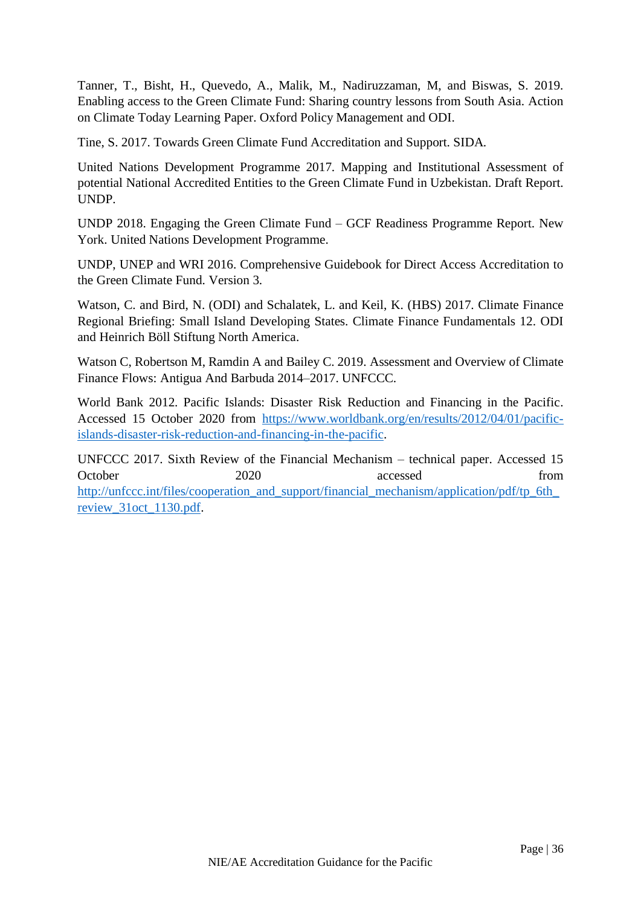Tanner, T., Bisht, H., Quevedo, A., Malik, M., Nadiruzzaman, M, and Biswas, S. 2019. Enabling access to the Green Climate Fund: Sharing country lessons from South Asia. Action on Climate Today Learning Paper. Oxford Policy Management and ODI.

Tine, S. 2017. Towards Green Climate Fund Accreditation and Support. SIDA.

United Nations Development Programme 2017. Mapping and Institutional Assessment of potential National Accredited Entities to the Green Climate Fund in Uzbekistan. Draft Report. UNDP.

UNDP 2018. Engaging the Green Climate Fund – GCF Readiness Programme Report. New York. United Nations Development Programme.

UNDP, UNEP and WRI 2016. Comprehensive Guidebook for Direct Access Accreditation to the Green Climate Fund. Version 3.

Watson, C. and Bird, N. (ODI) and Schalatek, L. and Keil, K. (HBS) 2017. Climate Finance Regional Briefing: Small Island Developing States. Climate Finance Fundamentals 12. ODI and Heinrich Böll Stiftung North America.

Watson C, Robertson M, Ramdin A and Bailey C. 2019. Assessment and Overview of Climate Finance Flows: Antigua And Barbuda 2014–2017. UNFCCC.

World Bank 2012. Pacific Islands: Disaster Risk Reduction and Financing in the Pacific. Accessed 15 October 2020 from [https://www.worldbank.org/en/results/2012/04/01/pacific-islands-disaster-risk-reduction-and-financing-in-the-pacific](https://www.worldbank.org/en/results/2012/04/01/pacific-islands-disaster-risk-reduction-and-financing-in-the-pacific).

UNFCCC 2017. Sixth Review of the Financial Mechanism – technical paper. Accessed 15 October 2020 accessed from [http://unfccc.int/files/cooperation_and_support/financial_mechanism/application/pdf/tp_6th_review_31oct_1130.pdf](http://unfccc.int/files/cooperation_and_support/financial_mechanism/application/pdf/tp_6th_review_31oct_1130.pdf).